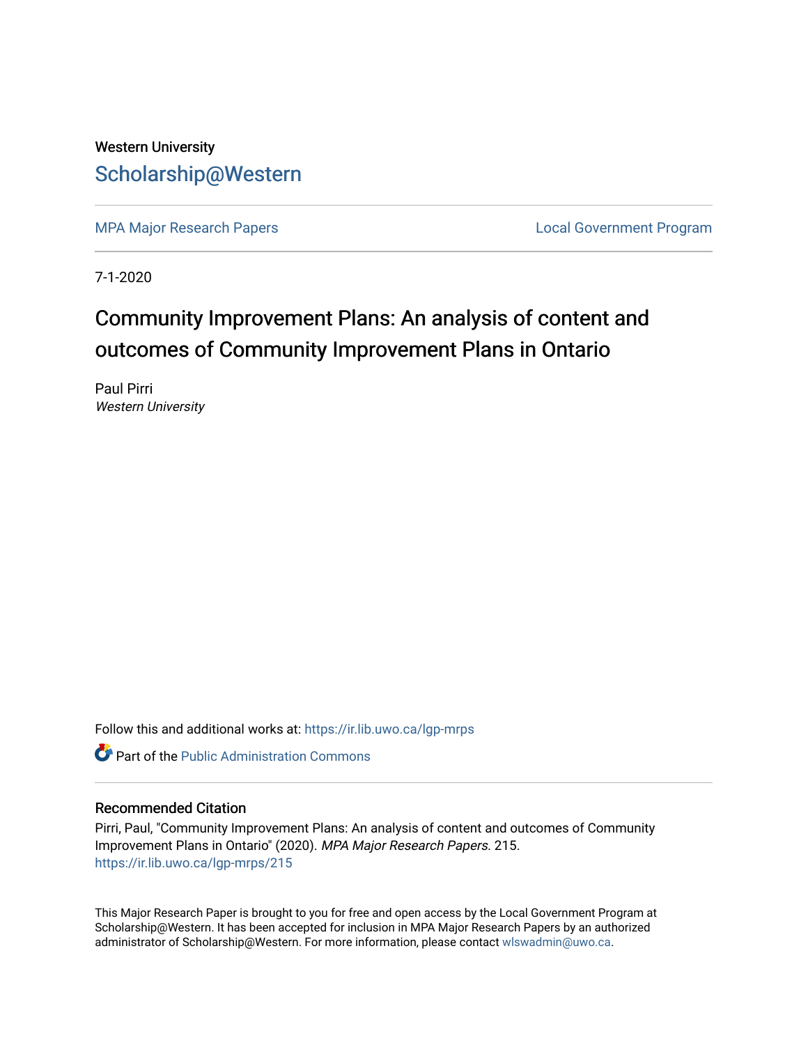Western University

Scholarship@Western

MPA Major Research Papers

Local Government Program

7-1-2020

# Community Improvement Plans: An analysis of content and outcomes of Community Improvement Plans in Ontario

Paul Pirri
*Western University*

Follow this and additional works at: https://ir.lib.uwo.ca/lgp-mrps

Part of the Public Administration Commons

## Recommended Citation

Pirri, Paul, "Community Improvement Plans: An analysis of content and outcomes of Community Improvement Plans in Ontario" (2020). *MPA Major Research Papers*. 215.
https://ir.lib.uwo.ca/lgp-mrps/215

This Major Research Paper is brought to you for free and open access by the Local Government Program at Scholarship@Western. It has been accepted for inclusion in MPA Major Research Papers by an authorized administrator of Scholarship@Western. For more information, please contact wlswadmin@uwo.ca.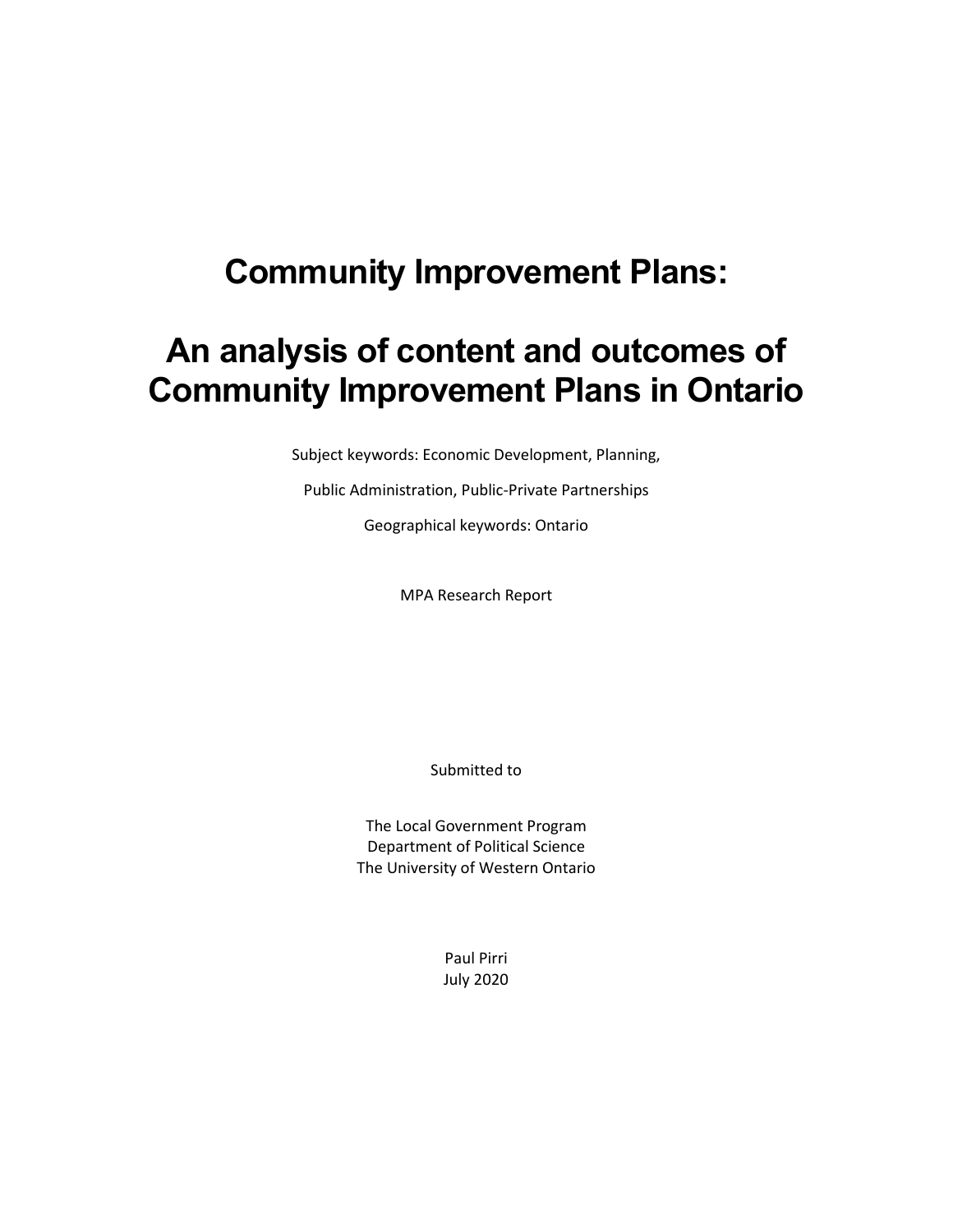# Community Improvement Plans:

# An analysis of content and outcomes of Community Improvement Plans in Ontario

Subject keywords: Economic Development, Planning,

Public Administration, Public-Private Partnerships

Geographical keywords: Ontario

MPA Research Report

Submitted to

The Local Government Program
Department of Political Science
The University of Western Ontario

Paul Pirri
July 2020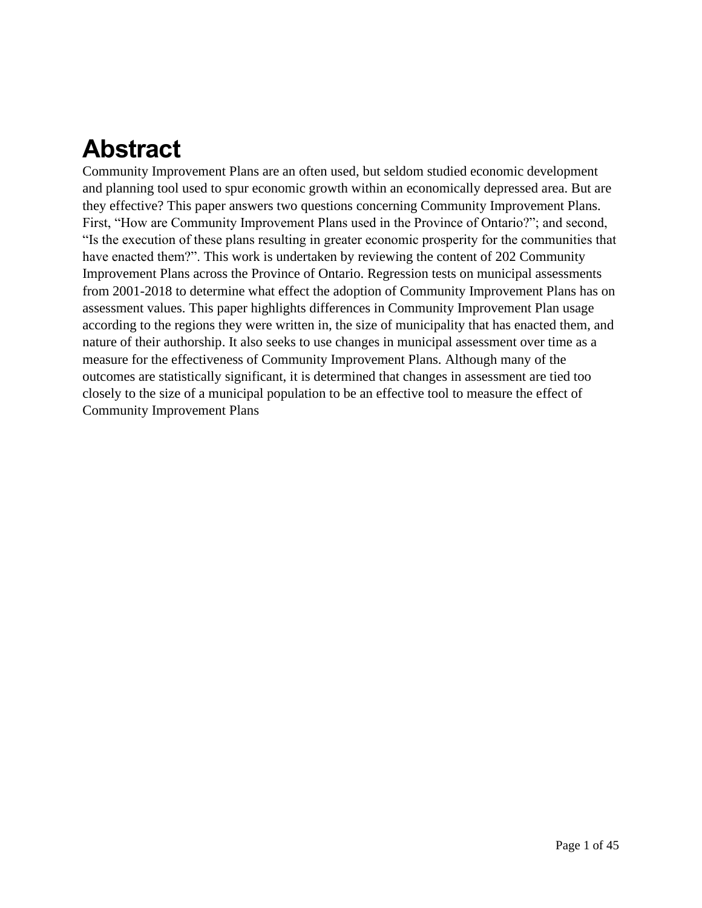# Abstract

Community Improvement Plans are an often used, but seldom studied economic development and planning tool used to spur economic growth within an economically depressed area. But are they effective? This paper answers two questions concerning Community Improvement Plans. First, "How are Community Improvement Plans used in the Province of Ontario?"; and second, "Is the execution of these plans resulting in greater economic prosperity for the communities that have enacted them?". This work is undertaken by reviewing the content of 202 Community Improvement Plans across the Province of Ontario. Regression tests on municipal assessments from 2001-2018 to determine what effect the adoption of Community Improvement Plans has on assessment values. This paper highlights differences in Community Improvement Plan usage according to the regions they were written in, the size of municipality that has enacted them, and nature of their authorship. It also seeks to use changes in municipal assessment over time as a measure for the effectiveness of Community Improvement Plans. Although many of the outcomes are statistically significant, it is determined that changes in assessment are tied too closely to the size of a municipal population to be an effective tool to measure the effect of Community Improvement Plans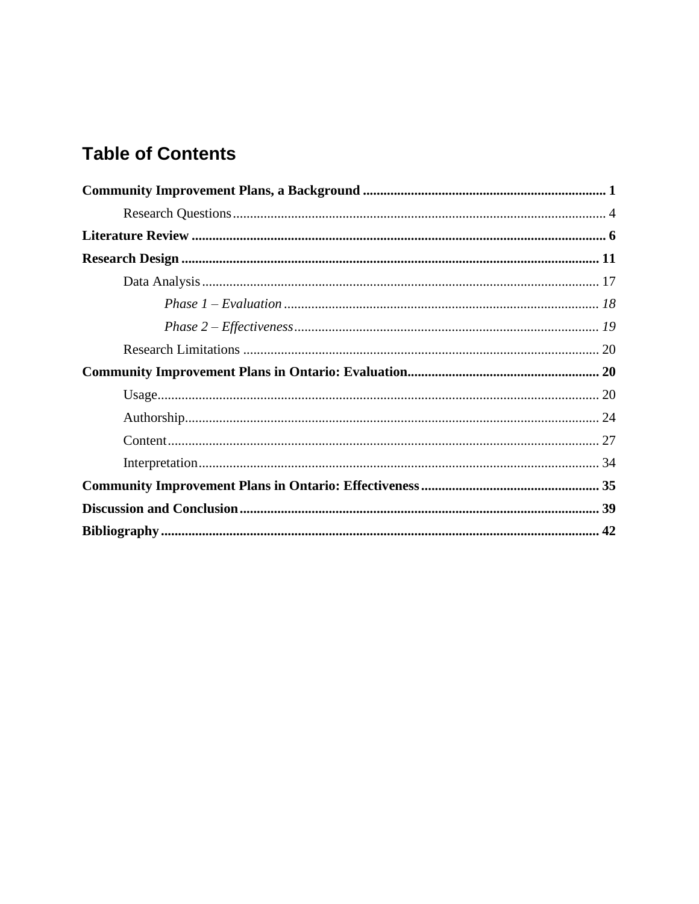# Table of Contents

**Community Improvement Plans, a Background** ........................................................................ **1**

Research Questions ........................................................................................................ 4

**Literature Review** ........................................................................................................ **6**

**Research Design** ........................................................................................................ **11**

Data Analysis ................................................................................................................. 17

*Phase 1 – Evaluation* ........................................................................................... *18*

*Phase 2 – Effectiveness* ........................................................................................ *19*

Research Limitations ..................................................................................................... 20

**Community Improvement Plans in Ontario: Evaluation** ........................................................ **20**

Usage .............................................................................................................................. 20

Authorship ...................................................................................................................... 24

Content ........................................................................................................................... 27

Interpretation .................................................................................................................. 34

**Community Improvement Plans in Ontario: Effectiveness** .................................................... **35**

**Discussion and Conclusion** ......................................................................................... **39**

**Bibliography** .............................................................................................................. **42**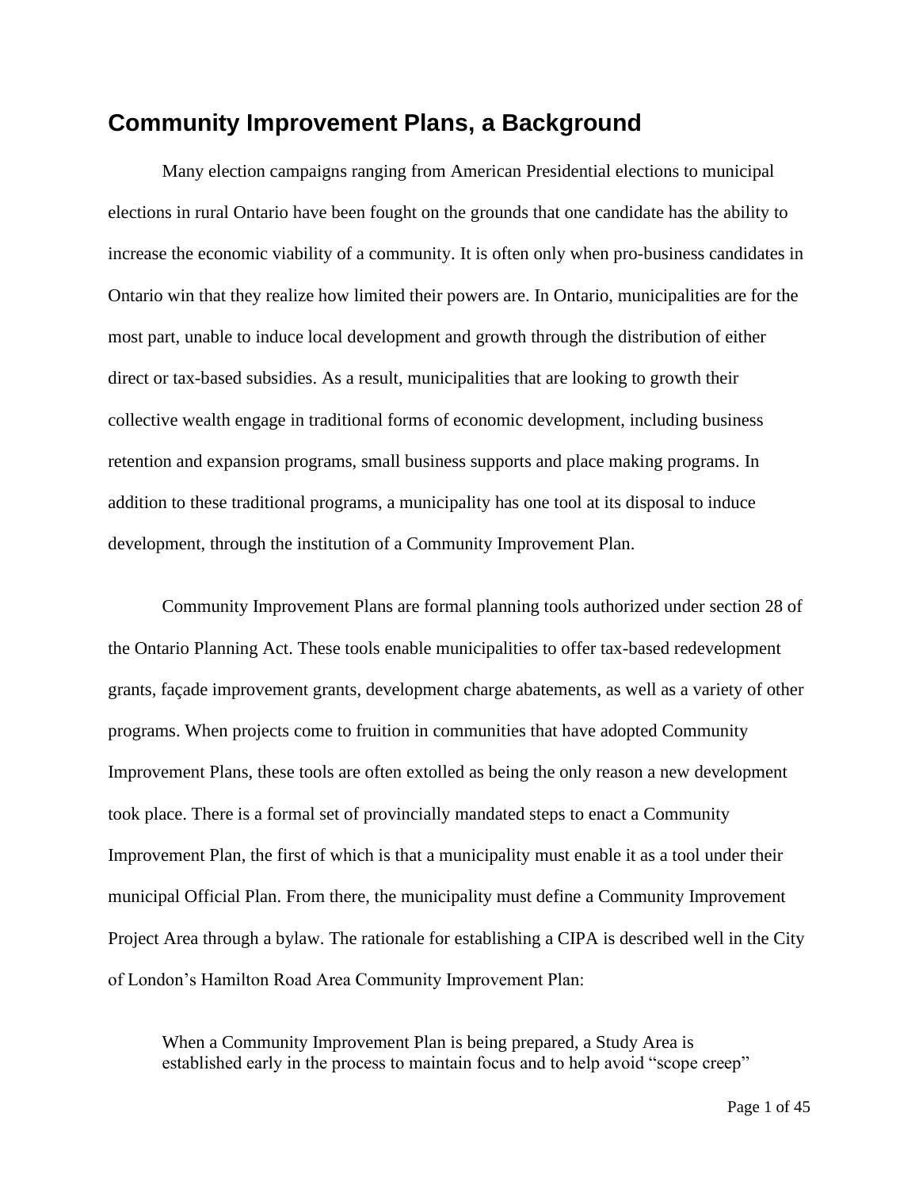## Community Improvement Plans, a Background

Many election campaigns ranging from American Presidential elections to municipal elections in rural Ontario have been fought on the grounds that one candidate has the ability to increase the economic viability of a community. It is often only when pro-business candidates in Ontario win that they realize how limited their powers are. In Ontario, municipalities are for the most part, unable to induce local development and growth through the distribution of either direct or tax-based subsidies. As a result, municipalities that are looking to growth their collective wealth engage in traditional forms of economic development, including business retention and expansion programs, small business supports and place making programs. In addition to these traditional programs, a municipality has one tool at its disposal to induce development, through the institution of a Community Improvement Plan.

Community Improvement Plans are formal planning tools authorized under section 28 of the Ontario Planning Act. These tools enable municipalities to offer tax-based redevelopment grants, façade improvement grants, development charge abatements, as well as a variety of other programs. When projects come to fruition in communities that have adopted Community Improvement Plans, these tools are often extolled as being the only reason a new development took place. There is a formal set of provincially mandated steps to enact a Community Improvement Plan, the first of which is that a municipality must enable it as a tool under their municipal Official Plan. From there, the municipality must define a Community Improvement Project Area through a bylaw. The rationale for establishing a CIPA is described well in the City of London's Hamilton Road Area Community Improvement Plan:

> When a Community Improvement Plan is being prepared, a Study Area is established early in the process to maintain focus and to help avoid "scope creep"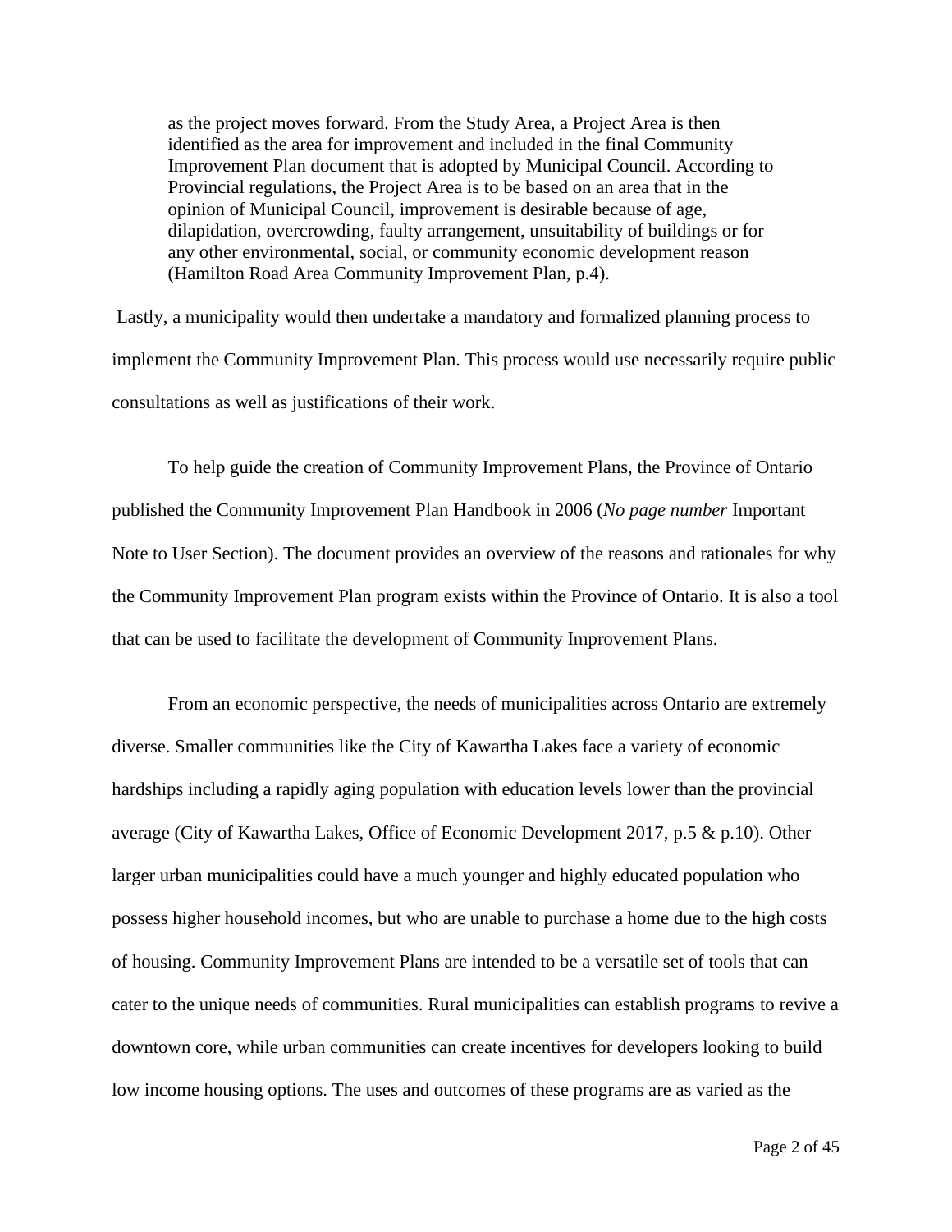> as the project moves forward. From the Study Area, a Project Area is then identified as the area for improvement and included in the final Community Improvement Plan document that is adopted by Municipal Council. According to Provincial regulations, the Project Area is to be based on an area that in the opinion of Municipal Council, improvement is desirable because of age, dilapidation, overcrowding, faulty arrangement, unsuitability of buildings or for any other environmental, social, or community economic development reason (Hamilton Road Area Community Improvement Plan, p.4).

Lastly, a municipality would then undertake a mandatory and formalized planning process to implement the Community Improvement Plan. This process would use necessarily require public consultations as well as justifications of their work.

To help guide the creation of Community Improvement Plans, the Province of Ontario published the Community Improvement Plan Handbook in 2006 (*No page number* Important Note to User Section). The document provides an overview of the reasons and rationales for why the Community Improvement Plan program exists within the Province of Ontario. It is also a tool that can be used to facilitate the development of Community Improvement Plans.

From an economic perspective, the needs of municipalities across Ontario are extremely diverse. Smaller communities like the City of Kawartha Lakes face a variety of economic hardships including a rapidly aging population with education levels lower than the provincial average (City of Kawartha Lakes, Office of Economic Development 2017, p.5 & p.10). Other larger urban municipalities could have a much younger and highly educated population who possess higher household incomes, but who are unable to purchase a home due to the high costs of housing. Community Improvement Plans are intended to be a versatile set of tools that can cater to the unique needs of communities. Rural municipalities can establish programs to revive a downtown core, while urban communities can create incentives for developers looking to build low income housing options. The uses and outcomes of these programs are as varied as the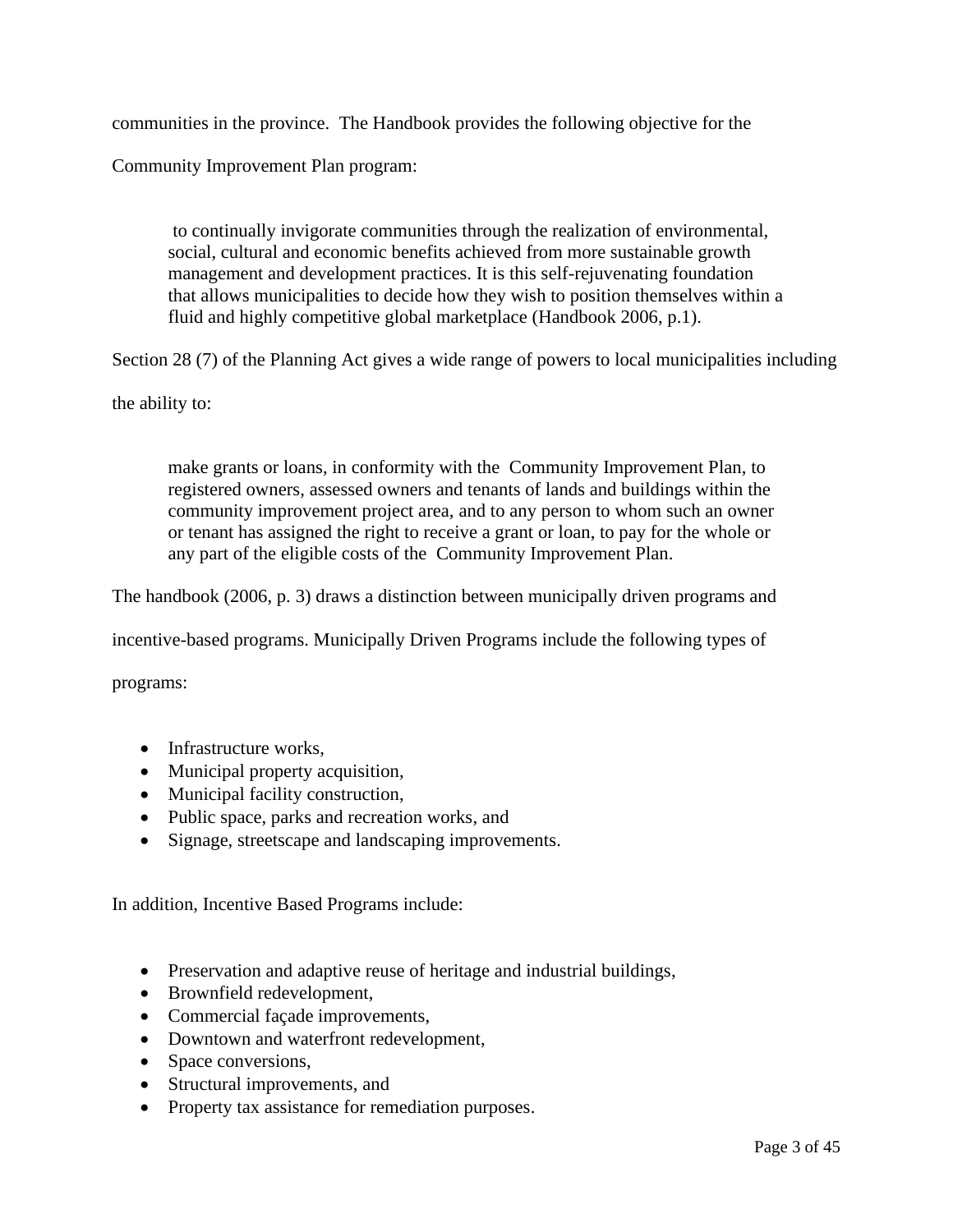communities in the province. The Handbook provides the following objective for the Community Improvement Plan program:

> to continually invigorate communities through the realization of environmental, social, cultural and economic benefits achieved from more sustainable growth management and development practices. It is this self-rejuvenating foundation that allows municipalities to decide how they wish to position themselves within a fluid and highly competitive global marketplace (Handbook 2006, p.1).

Section 28 (7) of the Planning Act gives a wide range of powers to local municipalities including the ability to:

> make grants or loans, in conformity with the Community Improvement Plan, to registered owners, assessed owners and tenants of lands and buildings within the community improvement project area, and to any person to whom such an owner or tenant has assigned the right to receive a grant or loan, to pay for the whole or any part of the eligible costs of the Community Improvement Plan.

The handbook (2006, p. 3) draws a distinction between municipally driven programs and incentive-based programs. Municipally Driven Programs include the following types of programs:

- Infrastructure works,
- Municipal property acquisition,
- Municipal facility construction,
- Public space, parks and recreation works, and
- Signage, streetscape and landscaping improvements.

In addition, Incentive Based Programs include:

- Preservation and adaptive reuse of heritage and industrial buildings,
- Brownfield redevelopment,
- Commercial façade improvements,
- Downtown and waterfront redevelopment,
- Space conversions,
- Structural improvements, and
- Property tax assistance for remediation purposes.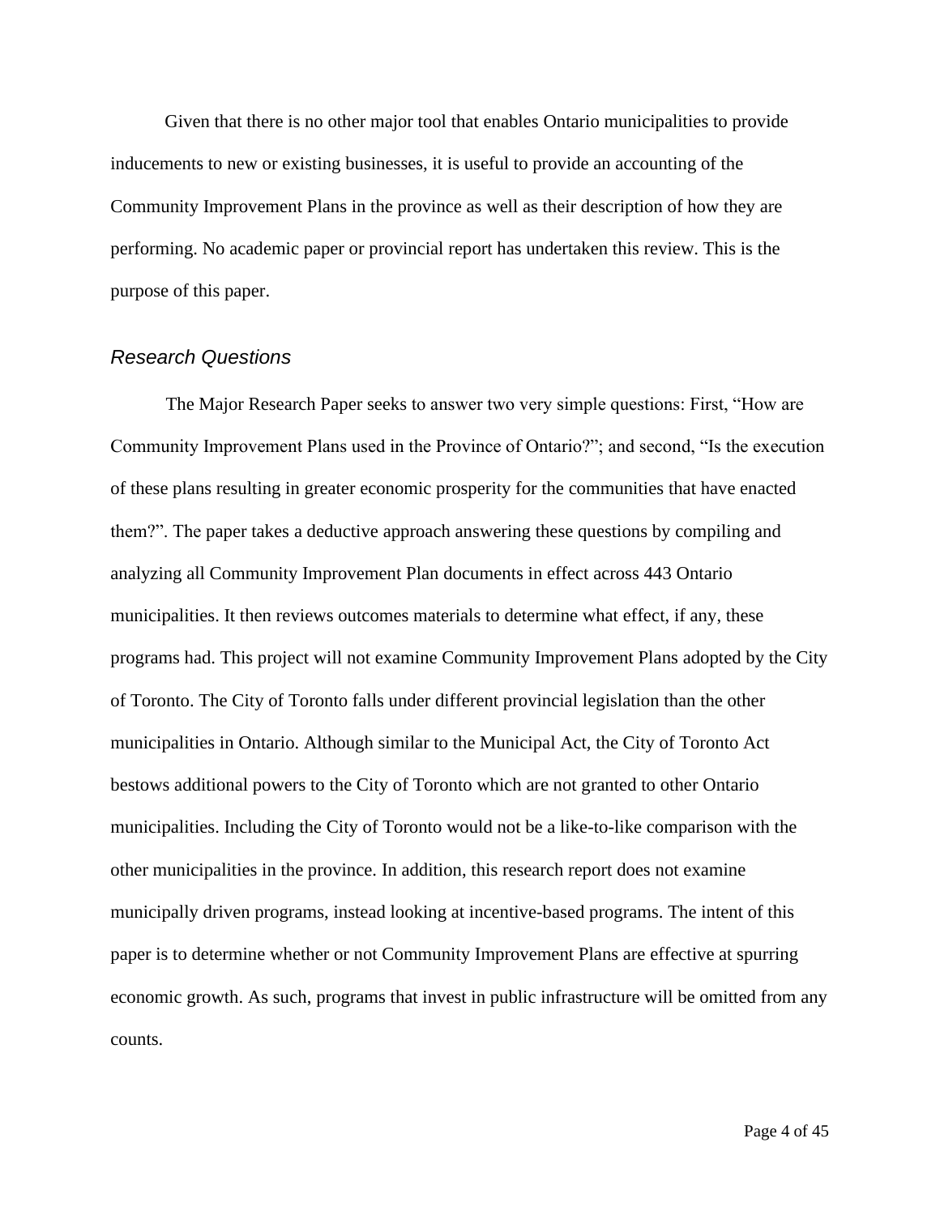Given that there is no other major tool that enables Ontario municipalities to provide inducements to new or existing businesses, it is useful to provide an accounting of the Community Improvement Plans in the province as well as their description of how they are performing. No academic paper or provincial report has undertaken this review. This is the purpose of this paper.

## *Research Questions*

The Major Research Paper seeks to answer two very simple questions: First, "How are Community Improvement Plans used in the Province of Ontario?"; and second, "Is the execution of these plans resulting in greater economic prosperity for the communities that have enacted them?". The paper takes a deductive approach answering these questions by compiling and analyzing all Community Improvement Plan documents in effect across 443 Ontario municipalities. It then reviews outcomes materials to determine what effect, if any, these programs had. This project will not examine Community Improvement Plans adopted by the City of Toronto. The City of Toronto falls under different provincial legislation than the other municipalities in Ontario. Although similar to the Municipal Act, the City of Toronto Act bestows additional powers to the City of Toronto which are not granted to other Ontario municipalities. Including the City of Toronto would not be a like-to-like comparison with the other municipalities in the province. In addition, this research report does not examine municipally driven programs, instead looking at incentive-based programs. The intent of this paper is to determine whether or not Community Improvement Plans are effective at spurring economic growth. As such, programs that invest in public infrastructure will be omitted from any counts.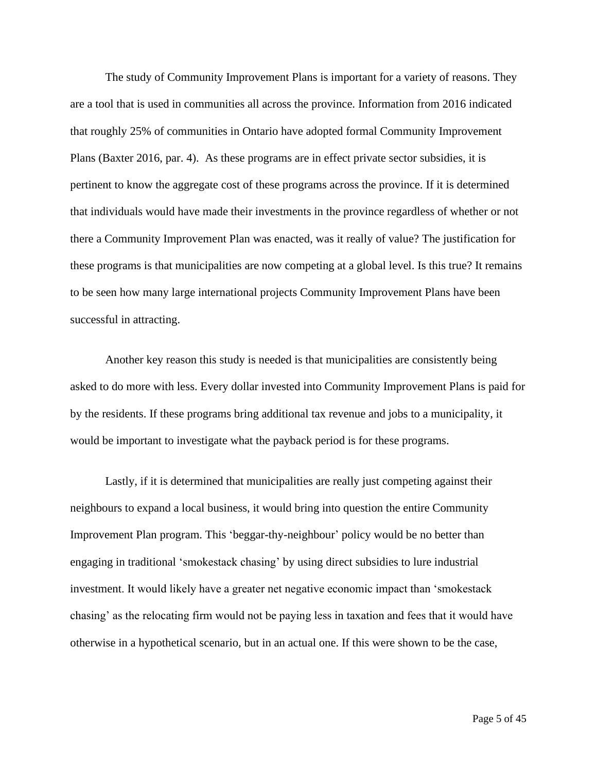The study of Community Improvement Plans is important for a variety of reasons. They are a tool that is used in communities all across the province. Information from 2016 indicated that roughly 25% of communities in Ontario have adopted formal Community Improvement Plans (Baxter 2016, par. 4). As these programs are in effect private sector subsidies, it is pertinent to know the aggregate cost of these programs across the province. If it is determined that individuals would have made their investments in the province regardless of whether or not there a Community Improvement Plan was enacted, was it really of value? The justification for these programs is that municipalities are now competing at a global level. Is this true? It remains to be seen how many large international projects Community Improvement Plans have been successful in attracting.

Another key reason this study is needed is that municipalities are consistently being asked to do more with less. Every dollar invested into Community Improvement Plans is paid for by the residents. If these programs bring additional tax revenue and jobs to a municipality, it would be important to investigate what the payback period is for these programs.

Lastly, if it is determined that municipalities are really just competing against their neighbours to expand a local business, it would bring into question the entire Community Improvement Plan program. This 'beggar-thy-neighbour' policy would be no better than engaging in traditional 'smokestack chasing' by using direct subsidies to lure industrial investment. It would likely have a greater net negative economic impact than 'smokestack chasing' as the relocating firm would not be paying less in taxation and fees that it would have otherwise in a hypothetical scenario, but in an actual one. If this were shown to be the case,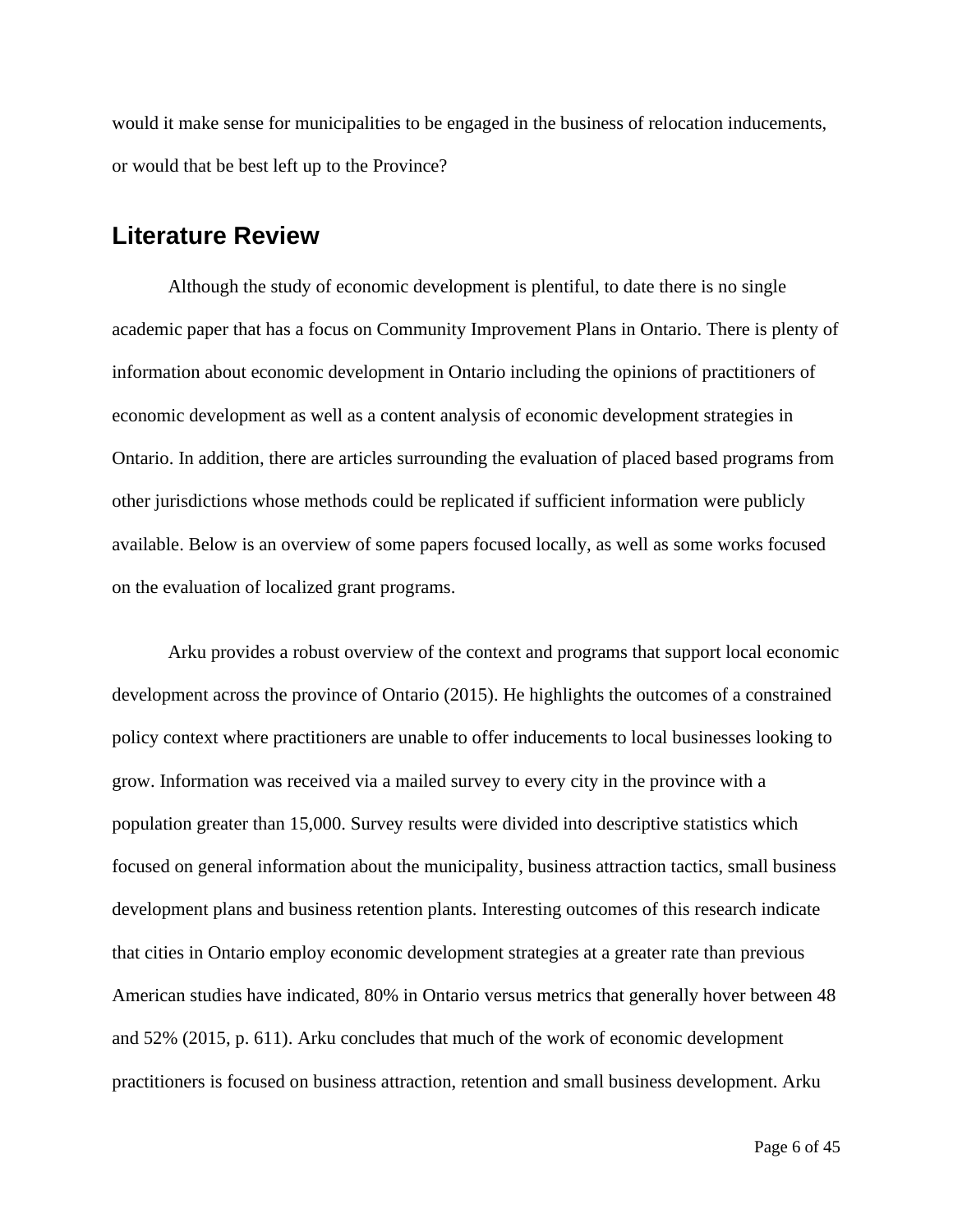would it make sense for municipalities to be engaged in the business of relocation inducements, or would that be best left up to the Province?

## Literature Review

Although the study of economic development is plentiful, to date there is no single academic paper that has a focus on Community Improvement Plans in Ontario. There is plenty of information about economic development in Ontario including the opinions of practitioners of economic development as well as a content analysis of economic development strategies in Ontario. In addition, there are articles surrounding the evaluation of placed based programs from other jurisdictions whose methods could be replicated if sufficient information were publicly available. Below is an overview of some papers focused locally, as well as some works focused on the evaluation of localized grant programs.

Arku provides a robust overview of the context and programs that support local economic development across the province of Ontario (2015). He highlights the outcomes of a constrained policy context where practitioners are unable to offer inducements to local businesses looking to grow. Information was received via a mailed survey to every city in the province with a population greater than 15,000. Survey results were divided into descriptive statistics which focused on general information about the municipality, business attraction tactics, small business development plans and business retention plants. Interesting outcomes of this research indicate that cities in Ontario employ economic development strategies at a greater rate than previous American studies have indicated, 80% in Ontario versus metrics that generally hover between 48 and 52% (2015, p. 611). Arku concludes that much of the work of economic development practitioners is focused on business attraction, retention and small business development. Arku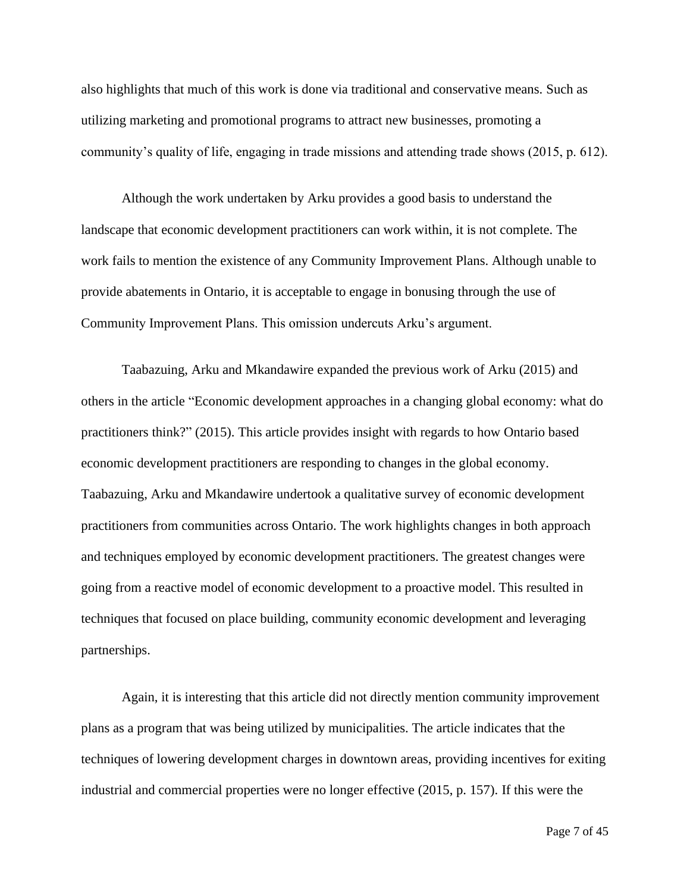also highlights that much of this work is done via traditional and conservative means. Such as utilizing marketing and promotional programs to attract new businesses, promoting a community's quality of life, engaging in trade missions and attending trade shows (2015, p. 612).

Although the work undertaken by Arku provides a good basis to understand the landscape that economic development practitioners can work within, it is not complete. The work fails to mention the existence of any Community Improvement Plans. Although unable to provide abatements in Ontario, it is acceptable to engage in bonusing through the use of Community Improvement Plans. This omission undercuts Arku's argument.

Taabazuing, Arku and Mkandawire expanded the previous work of Arku (2015) and others in the article "Economic development approaches in a changing global economy: what do practitioners think?" (2015). This article provides insight with regards to how Ontario based economic development practitioners are responding to changes in the global economy. Taabazuing, Arku and Mkandawire undertook a qualitative survey of economic development practitioners from communities across Ontario. The work highlights changes in both approach and techniques employed by economic development practitioners. The greatest changes were going from a reactive model of economic development to a proactive model. This resulted in techniques that focused on place building, community economic development and leveraging partnerships.

Again, it is interesting that this article did not directly mention community improvement plans as a program that was being utilized by municipalities. The article indicates that the techniques of lowering development charges in downtown areas, providing incentives for exiting industrial and commercial properties were no longer effective (2015, p. 157). If this were the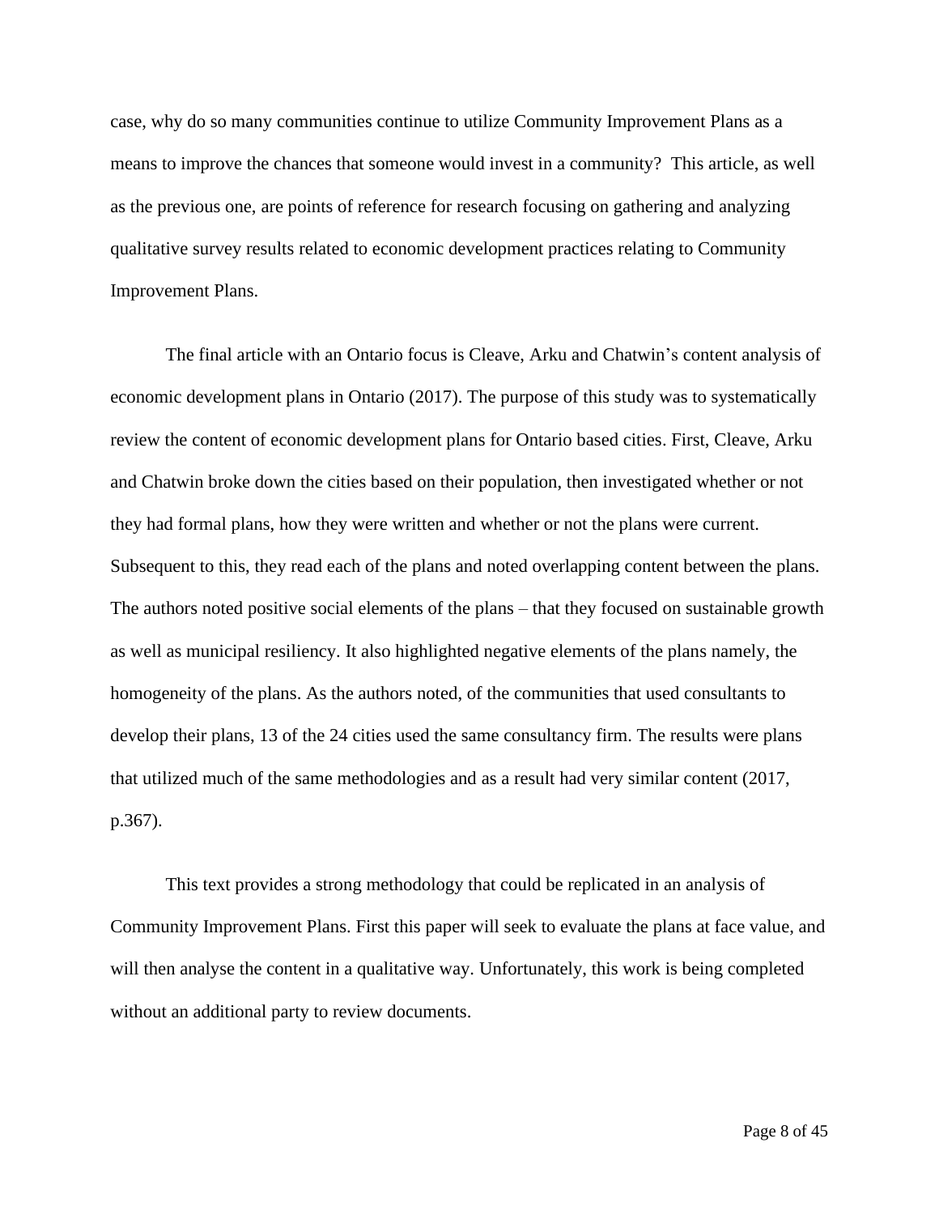case, why do so many communities continue to utilize Community Improvement Plans as a means to improve the chances that someone would invest in a community? This article, as well as the previous one, are points of reference for research focusing on gathering and analyzing qualitative survey results related to economic development practices relating to Community Improvement Plans.

The final article with an Ontario focus is Cleave, Arku and Chatwin's content analysis of economic development plans in Ontario (2017). The purpose of this study was to systematically review the content of economic development plans for Ontario based cities. First, Cleave, Arku and Chatwin broke down the cities based on their population, then investigated whether or not they had formal plans, how they were written and whether or not the plans were current. Subsequent to this, they read each of the plans and noted overlapping content between the plans. The authors noted positive social elements of the plans – that they focused on sustainable growth as well as municipal resiliency. It also highlighted negative elements of the plans namely, the homogeneity of the plans. As the authors noted, of the communities that used consultants to develop their plans, 13 of the 24 cities used the same consultancy firm. The results were plans that utilized much of the same methodologies and as a result had very similar content (2017, p.367).

This text provides a strong methodology that could be replicated in an analysis of Community Improvement Plans. First this paper will seek to evaluate the plans at face value, and will then analyse the content in a qualitative way. Unfortunately, this work is being completed without an additional party to review documents.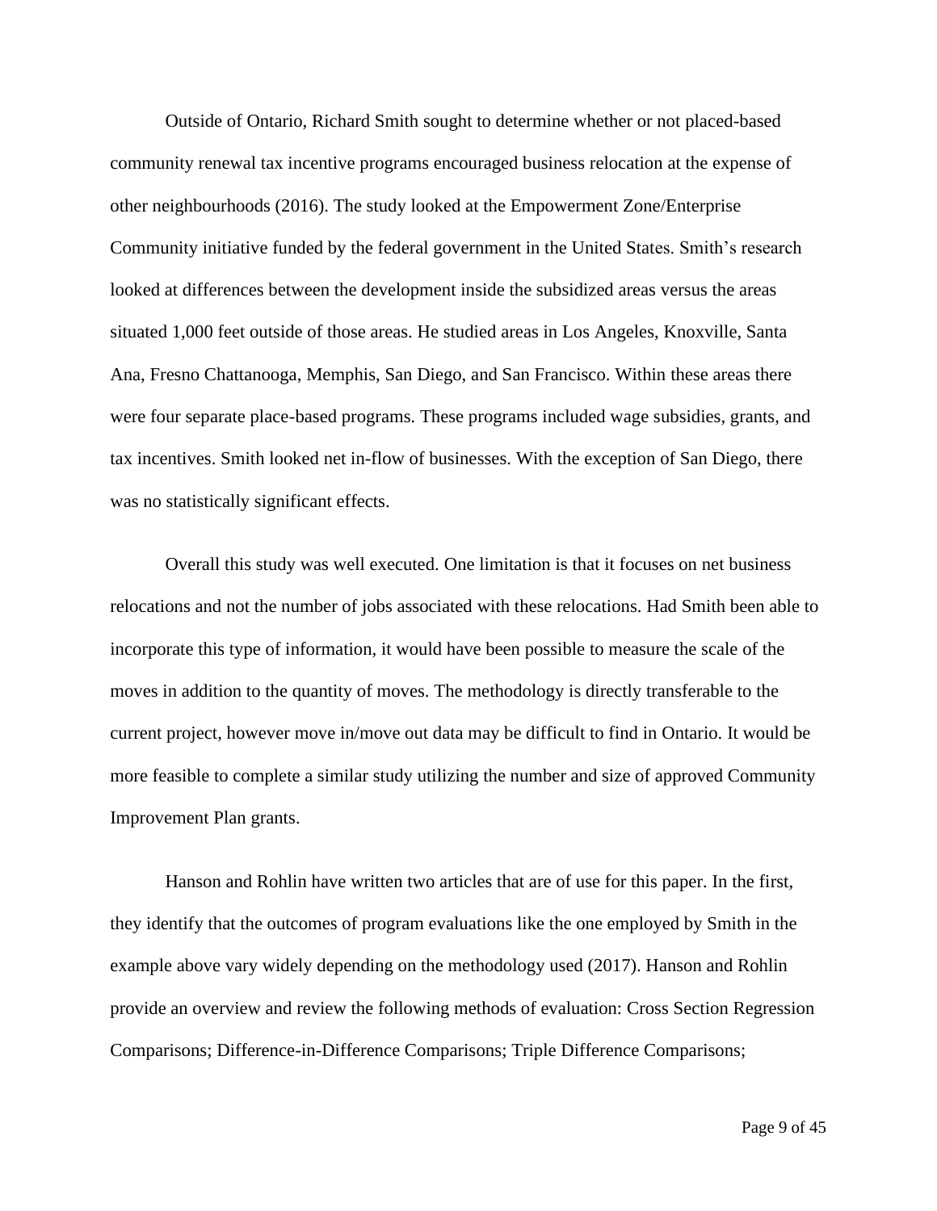Outside of Ontario, Richard Smith sought to determine whether or not placed-based community renewal tax incentive programs encouraged business relocation at the expense of other neighbourhoods (2016). The study looked at the Empowerment Zone/Enterprise Community initiative funded by the federal government in the United States. Smith's research looked at differences between the development inside the subsidized areas versus the areas situated 1,000 feet outside of those areas. He studied areas in Los Angeles, Knoxville, Santa Ana, Fresno Chattanooga, Memphis, San Diego, and San Francisco. Within these areas there were four separate place-based programs. These programs included wage subsidies, grants, and tax incentives. Smith looked net in-flow of businesses. With the exception of San Diego, there was no statistically significant effects.

Overall this study was well executed. One limitation is that it focuses on net business relocations and not the number of jobs associated with these relocations. Had Smith been able to incorporate this type of information, it would have been possible to measure the scale of the moves in addition to the quantity of moves. The methodology is directly transferable to the current project, however move in/move out data may be difficult to find in Ontario. It would be more feasible to complete a similar study utilizing the number and size of approved Community Improvement Plan grants.

Hanson and Rohlin have written two articles that are of use for this paper. In the first, they identify that the outcomes of program evaluations like the one employed by Smith in the example above vary widely depending on the methodology used (2017). Hanson and Rohlin provide an overview and review the following methods of evaluation: Cross Section Regression Comparisons; Difference-in-Difference Comparisons; Triple Difference Comparisons;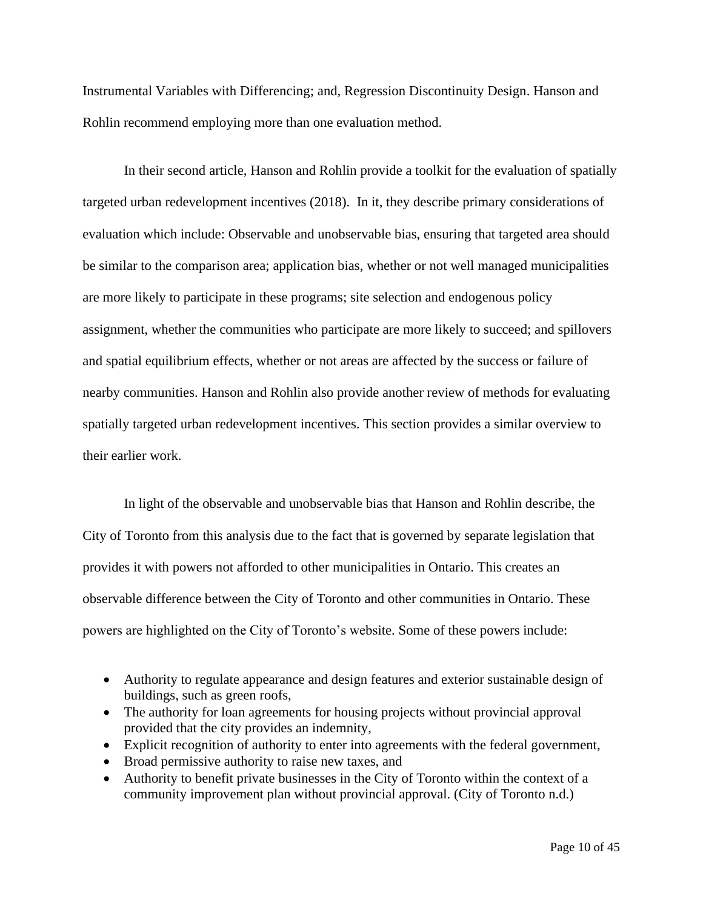Instrumental Variables with Differencing; and, Regression Discontinuity Design. Hanson and Rohlin recommend employing more than one evaluation method.

In their second article, Hanson and Rohlin provide a toolkit for the evaluation of spatially targeted urban redevelopment incentives (2018). In it, they describe primary considerations of evaluation which include: Observable and unobservable bias, ensuring that targeted area should be similar to the comparison area; application bias, whether or not well managed municipalities are more likely to participate in these programs; site selection and endogenous policy assignment, whether the communities who participate are more likely to succeed; and spillovers and spatial equilibrium effects, whether or not areas are affected by the success or failure of nearby communities. Hanson and Rohlin also provide another review of methods for evaluating spatially targeted urban redevelopment incentives. This section provides a similar overview to their earlier work.

In light of the observable and unobservable bias that Hanson and Rohlin describe, the City of Toronto from this analysis due to the fact that is governed by separate legislation that provides it with powers not afforded to other municipalities in Ontario. This creates an observable difference between the City of Toronto and other communities in Ontario. These powers are highlighted on the City of Toronto's website. Some of these powers include:

- Authority to regulate appearance and design features and exterior sustainable design of buildings, such as green roofs,
- The authority for loan agreements for housing projects without provincial approval provided that the city provides an indemnity,
- Explicit recognition of authority to enter into agreements with the federal government,
- Broad permissive authority to raise new taxes, and
- Authority to benefit private businesses in the City of Toronto within the context of a community improvement plan without provincial approval. (City of Toronto n.d.)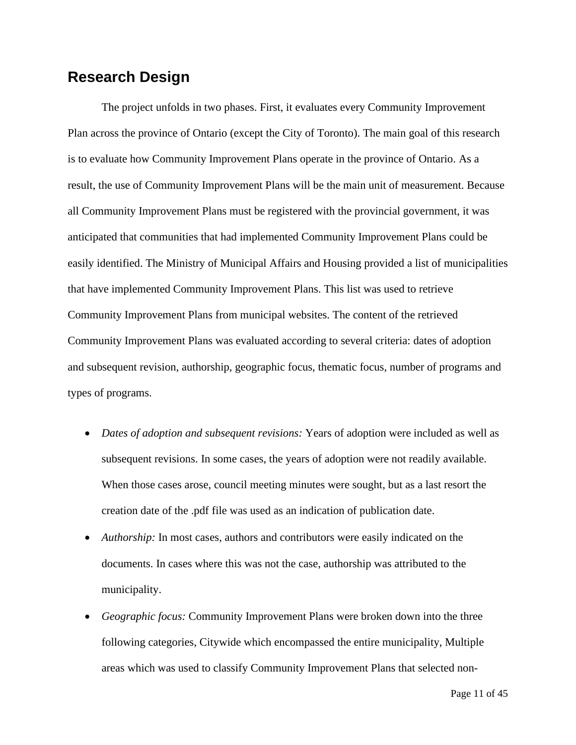## Research Design

The project unfolds in two phases. First, it evaluates every Community Improvement Plan across the province of Ontario (except the City of Toronto). The main goal of this research is to evaluate how Community Improvement Plans operate in the province of Ontario. As a result, the use of Community Improvement Plans will be the main unit of measurement. Because all Community Improvement Plans must be registered with the provincial government, it was anticipated that communities that had implemented Community Improvement Plans could be easily identified. The Ministry of Municipal Affairs and Housing provided a list of municipalities that have implemented Community Improvement Plans. This list was used to retrieve Community Improvement Plans from municipal websites. The content of the retrieved Community Improvement Plans was evaluated according to several criteria: dates of adoption and subsequent revision, authorship, geographic focus, thematic focus, number of programs and types of programs.

- *Dates of adoption and subsequent revisions:* Years of adoption were included as well as subsequent revisions. In some cases, the years of adoption were not readily available. When those cases arose, council meeting minutes were sought, but as a last resort the creation date of the .pdf file was used as an indication of publication date.
- *Authorship:* In most cases, authors and contributors were easily indicated on the documents. In cases where this was not the case, authorship was attributed to the municipality.
- *Geographic focus:* Community Improvement Plans were broken down into the three following categories, Citywide which encompassed the entire municipality, Multiple areas which was used to classify Community Improvement Plans that selected non-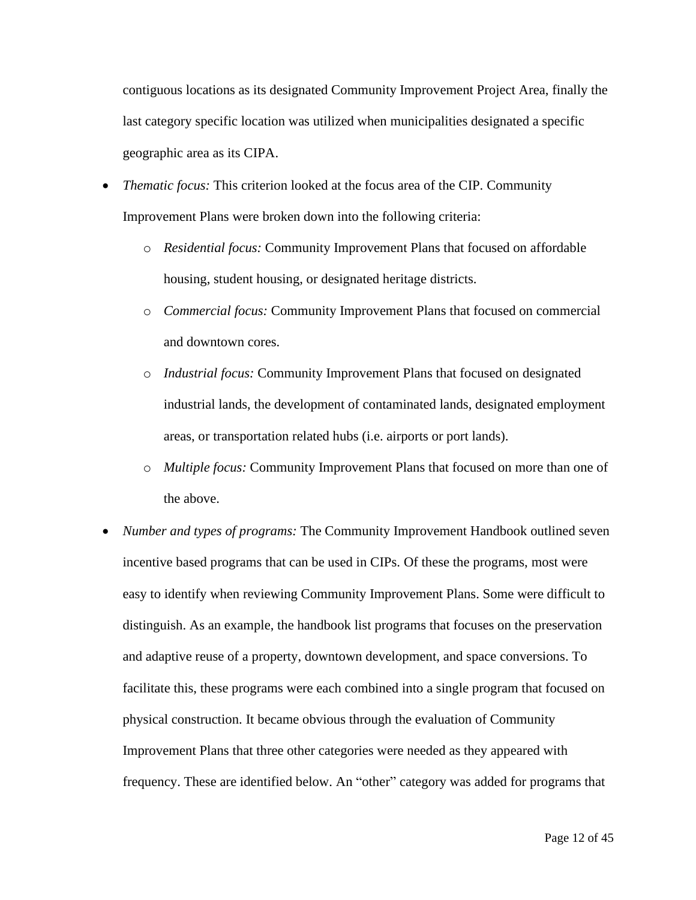contiguous locations as its designated Community Improvement Project Area, finally the last category specific location was utilized when municipalities designated a specific geographic area as its CIPA.

- *Thematic focus:* This criterion looked at the focus area of the CIP. Community Improvement Plans were broken down into the following criteria:
    - *Residential focus:* Community Improvement Plans that focused on affordable housing, student housing, or designated heritage districts.
    - *Commercial focus:* Community Improvement Plans that focused on commercial and downtown cores.
    - *Industrial focus:* Community Improvement Plans that focused on designated industrial lands, the development of contaminated lands, designated employment areas, or transportation related hubs (i.e. airports or port lands).
    - *Multiple focus:* Community Improvement Plans that focused on more than one of the above.
- *Number and types of programs:* The Community Improvement Handbook outlined seven incentive based programs that can be used in CIPs. Of these the programs, most were easy to identify when reviewing Community Improvement Plans. Some were difficult to distinguish. As an example, the handbook list programs that focuses on the preservation and adaptive reuse of a property, downtown development, and space conversions. To facilitate this, these programs were each combined into a single program that focused on physical construction. It became obvious through the evaluation of Community Improvement Plans that three other categories were needed as they appeared with frequency. These are identified below. An "other" category was added for programs that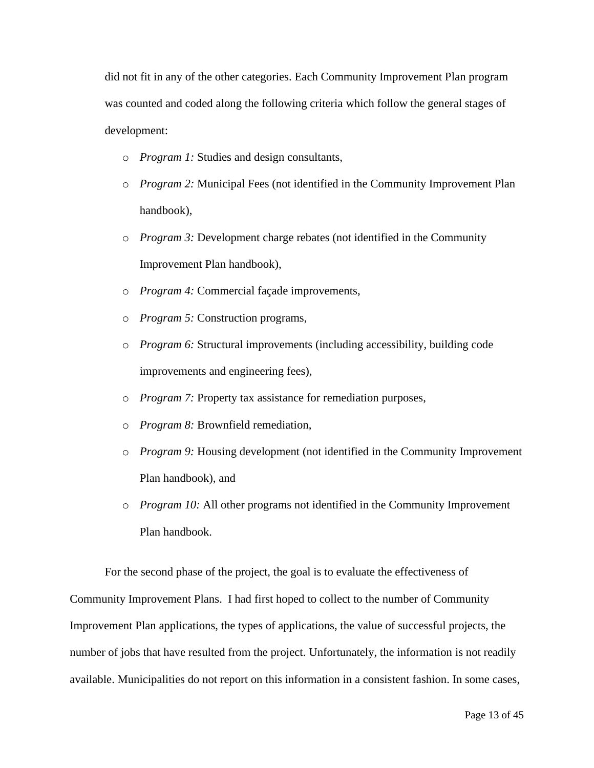did not fit in any of the other categories. Each Community Improvement Plan program was counted and coded along the following criteria which follow the general stages of development:

- *Program 1:* Studies and design consultants,
- *Program 2:* Municipal Fees (not identified in the Community Improvement Plan handbook),
- *Program 3:* Development charge rebates (not identified in the Community Improvement Plan handbook),
- *Program 4:* Commercial façade improvements,
- *Program 5:* Construction programs,
- *Program 6:* Structural improvements (including accessibility, building code improvements and engineering fees),
- *Program 7:* Property tax assistance for remediation purposes,
- *Program 8:* Brownfield remediation,
- *Program 9:* Housing development (not identified in the Community Improvement Plan handbook), and
- *Program 10:* All other programs not identified in the Community Improvement Plan handbook.

For the second phase of the project, the goal is to evaluate the effectiveness of Community Improvement Plans. I had first hoped to collect to the number of Community Improvement Plan applications, the types of applications, the value of successful projects, the number of jobs that have resulted from the project. Unfortunately, the information is not readily available. Municipalities do not report on this information in a consistent fashion. In some cases,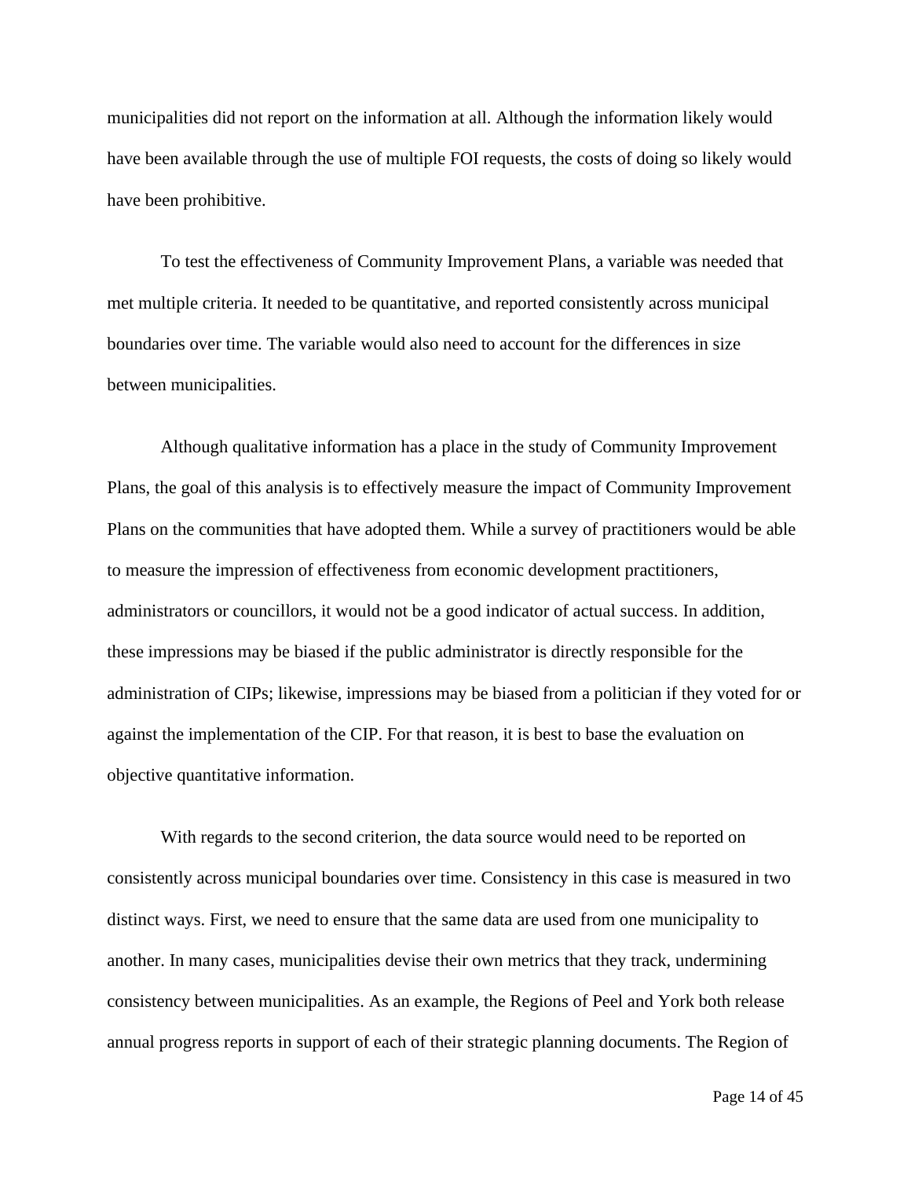municipalities did not report on the information at all. Although the information likely would have been available through the use of multiple FOI requests, the costs of doing so likely would have been prohibitive.

To test the effectiveness of Community Improvement Plans, a variable was needed that met multiple criteria. It needed to be quantitative, and reported consistently across municipal boundaries over time. The variable would also need to account for the differences in size between municipalities.

Although qualitative information has a place in the study of Community Improvement Plans, the goal of this analysis is to effectively measure the impact of Community Improvement Plans on the communities that have adopted them. While a survey of practitioners would be able to measure the impression of effectiveness from economic development practitioners, administrators or councillors, it would not be a good indicator of actual success. In addition, these impressions may be biased if the public administrator is directly responsible for the administration of CIPs; likewise, impressions may be biased from a politician if they voted for or against the implementation of the CIP. For that reason, it is best to base the evaluation on objective quantitative information.

With regards to the second criterion, the data source would need to be reported on consistently across municipal boundaries over time. Consistency in this case is measured in two distinct ways. First, we need to ensure that the same data are used from one municipality to another. In many cases, municipalities devise their own metrics that they track, undermining consistency between municipalities. As an example, the Regions of Peel and York both release annual progress reports in support of each of their strategic planning documents. The Region of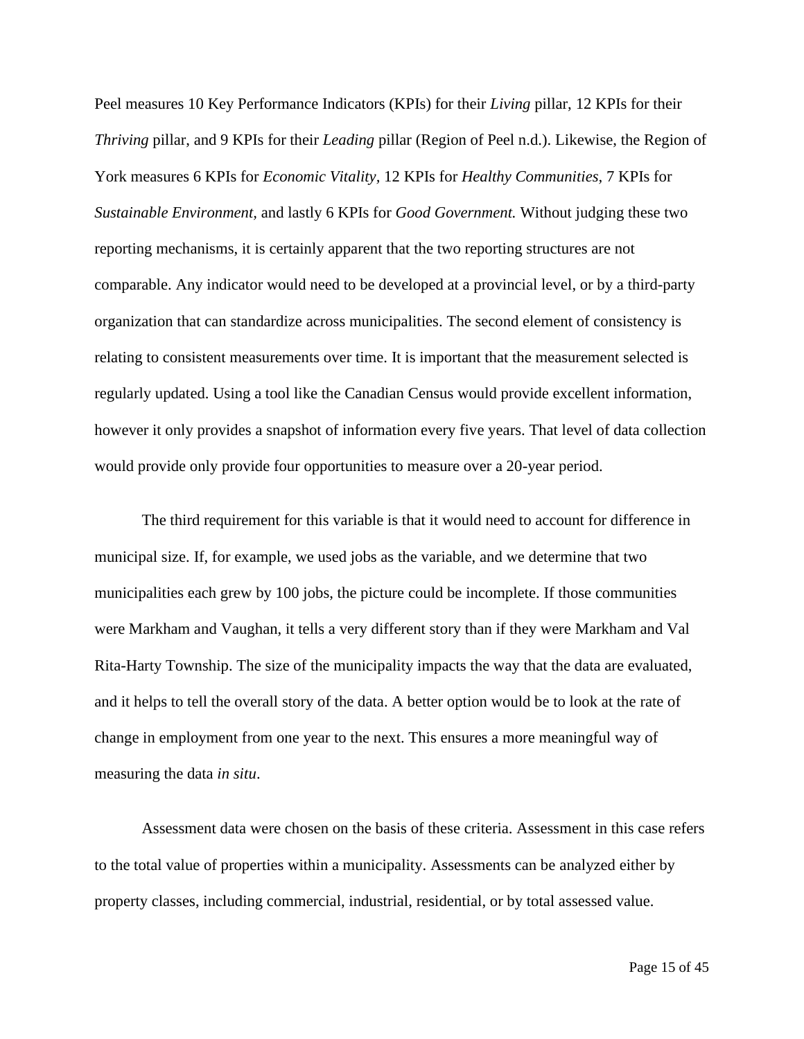Peel measures 10 Key Performance Indicators (KPIs) for their *Living* pillar, 12 KPIs for their *Thriving* pillar, and 9 KPIs for their *Leading* pillar (Region of Peel n.d.). Likewise, the Region of York measures 6 KPIs for *Economic Vitality*, 12 KPIs for *Healthy Communities*, 7 KPIs for *Sustainable Environment*, and lastly 6 KPIs for *Good Government.* Without judging these two reporting mechanisms, it is certainly apparent that the two reporting structures are not comparable. Any indicator would need to be developed at a provincial level, or by a third-party organization that can standardize across municipalities. The second element of consistency is relating to consistent measurements over time. It is important that the measurement selected is regularly updated. Using a tool like the Canadian Census would provide excellent information, however it only provides a snapshot of information every five years. That level of data collection would provide only provide four opportunities to measure over a 20-year period.

The third requirement for this variable is that it would need to account for difference in municipal size. If, for example, we used jobs as the variable, and we determine that two municipalities each grew by 100 jobs, the picture could be incomplete. If those communities were Markham and Vaughan, it tells a very different story than if they were Markham and Val Rita-Harty Township. The size of the municipality impacts the way that the data are evaluated, and it helps to tell the overall story of the data. A better option would be to look at the rate of change in employment from one year to the next. This ensures a more meaningful way of measuring the data *in situ*.

Assessment data were chosen on the basis of these criteria. Assessment in this case refers to the total value of properties within a municipality. Assessments can be analyzed either by property classes, including commercial, industrial, residential, or by total assessed value.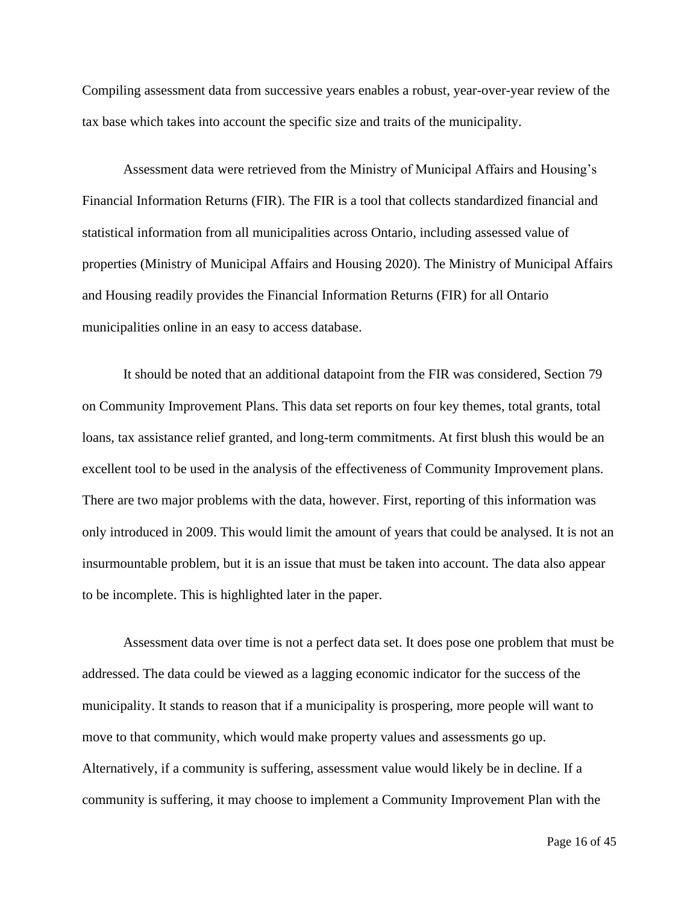Compiling assessment data from successive years enables a robust, year-over-year review of the tax base which takes into account the specific size and traits of the municipality.

Assessment data were retrieved from the Ministry of Municipal Affairs and Housing's Financial Information Returns (FIR). The FIR is a tool that collects standardized financial and statistical information from all municipalities across Ontario, including assessed value of properties (Ministry of Municipal Affairs and Housing 2020). The Ministry of Municipal Affairs and Housing readily provides the Financial Information Returns (FIR) for all Ontario municipalities online in an easy to access database.

It should be noted that an additional datapoint from the FIR was considered, Section 79 on Community Improvement Plans. This data set reports on four key themes, total grants, total loans, tax assistance relief granted, and long-term commitments. At first blush this would be an excellent tool to be used in the analysis of the effectiveness of Community Improvement plans. There are two major problems with the data, however. First, reporting of this information was only introduced in 2009. This would limit the amount of years that could be analysed. It is not an insurmountable problem, but it is an issue that must be taken into account. The data also appear to be incomplete. This is highlighted later in the paper.

Assessment data over time is not a perfect data set. It does pose one problem that must be addressed. The data could be viewed as a lagging economic indicator for the success of the municipality. It stands to reason that if a municipality is prospering, more people will want to move to that community, which would make property values and assessments go up. Alternatively, if a community is suffering, assessment value would likely be in decline. If a community is suffering, it may choose to implement a Community Improvement Plan with the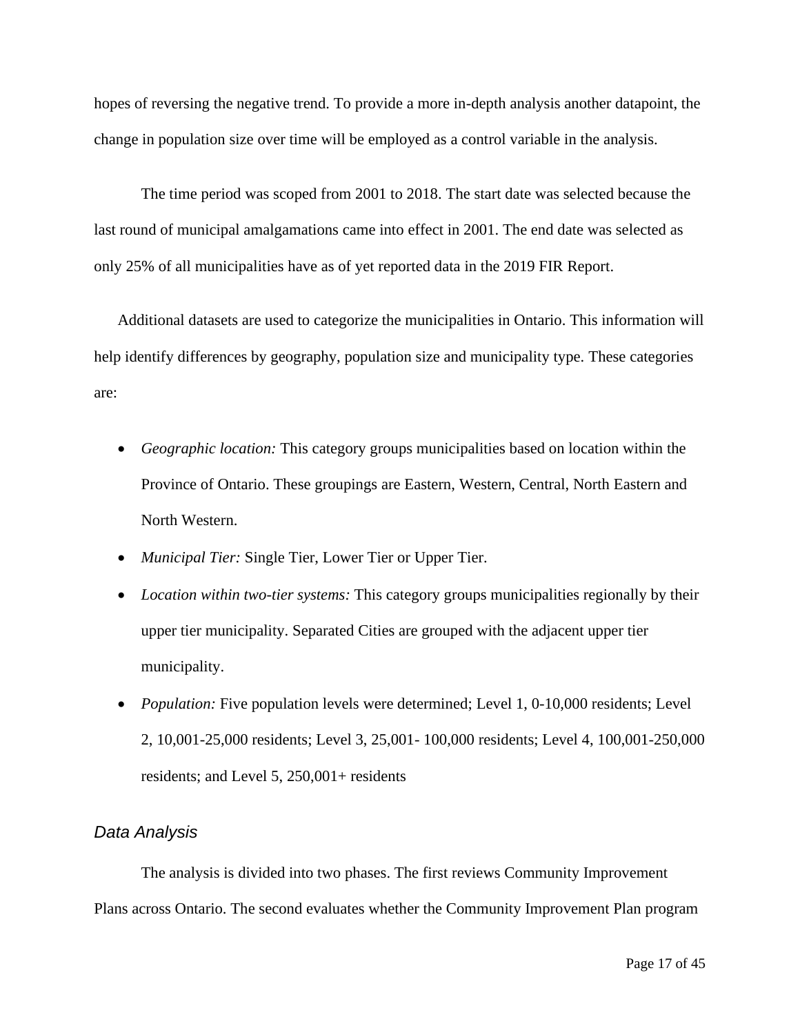hopes of reversing the negative trend. To provide a more in-depth analysis another datapoint, the change in population size over time will be employed as a control variable in the analysis.

The time period was scoped from 2001 to 2018. The start date was selected because the last round of municipal amalgamations came into effect in 2001. The end date was selected as only 25% of all municipalities have as of yet reported data in the 2019 FIR Report.

Additional datasets are used to categorize the municipalities in Ontario. This information will help identify differences by geography, population size and municipality type. These categories are:

- *Geographic location:* This category groups municipalities based on location within the Province of Ontario. These groupings are Eastern, Western, Central, North Eastern and North Western.
- *Municipal Tier:* Single Tier, Lower Tier or Upper Tier.
- *Location within two-tier systems:* This category groups municipalities regionally by their upper tier municipality. Separated Cities are grouped with the adjacent upper tier municipality.
- *Population:* Five population levels were determined; Level 1, 0-10,000 residents; Level 2, 10,001-25,000 residents; Level 3, 25,001- 100,000 residents; Level 4, 100,001-250,000 residents; and Level 5, 250,001+ residents

### *Data Analysis*

The analysis is divided into two phases. The first reviews Community Improvement Plans across Ontario. The second evaluates whether the Community Improvement Plan program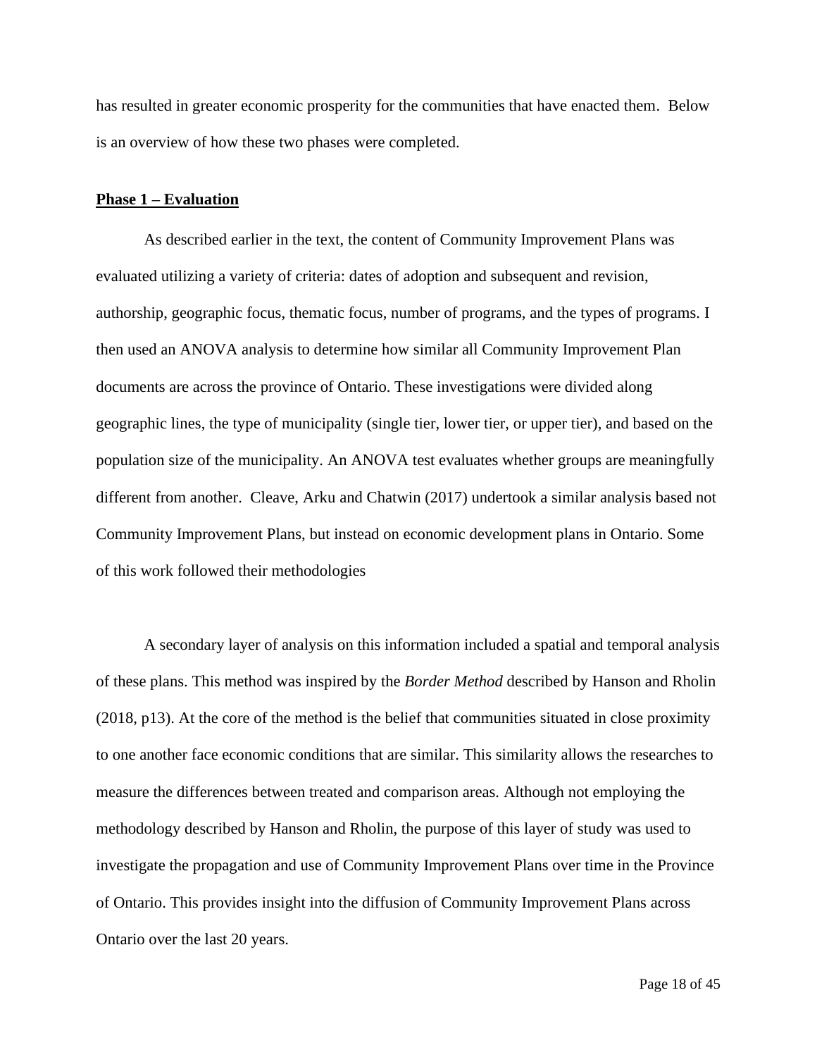has resulted in greater economic prosperity for the communities that have enacted them. Below is an overview of how these two phases were completed.

**Phase 1 – Evaluation**

As described earlier in the text, the content of Community Improvement Plans was evaluated utilizing a variety of criteria: dates of adoption and subsequent and revision, authorship, geographic focus, thematic focus, number of programs, and the types of programs. I then used an ANOVA analysis to determine how similar all Community Improvement Plan documents are across the province of Ontario. These investigations were divided along geographic lines, the type of municipality (single tier, lower tier, or upper tier), and based on the population size of the municipality. An ANOVA test evaluates whether groups are meaningfully different from another. Cleave, Arku and Chatwin (2017) undertook a similar analysis based not Community Improvement Plans, but instead on economic development plans in Ontario. Some of this work followed their methodologies

A secondary layer of analysis on this information included a spatial and temporal analysis of these plans. This method was inspired by the *Border Method* described by Hanson and Rholin (2018, p13). At the core of the method is the belief that communities situated in close proximity to one another face economic conditions that are similar. This similarity allows the researches to measure the differences between treated and comparison areas. Although not employing the methodology described by Hanson and Rholin, the purpose of this layer of study was used to investigate the propagation and use of Community Improvement Plans over time in the Province of Ontario. This provides insight into the diffusion of Community Improvement Plans across Ontario over the last 20 years.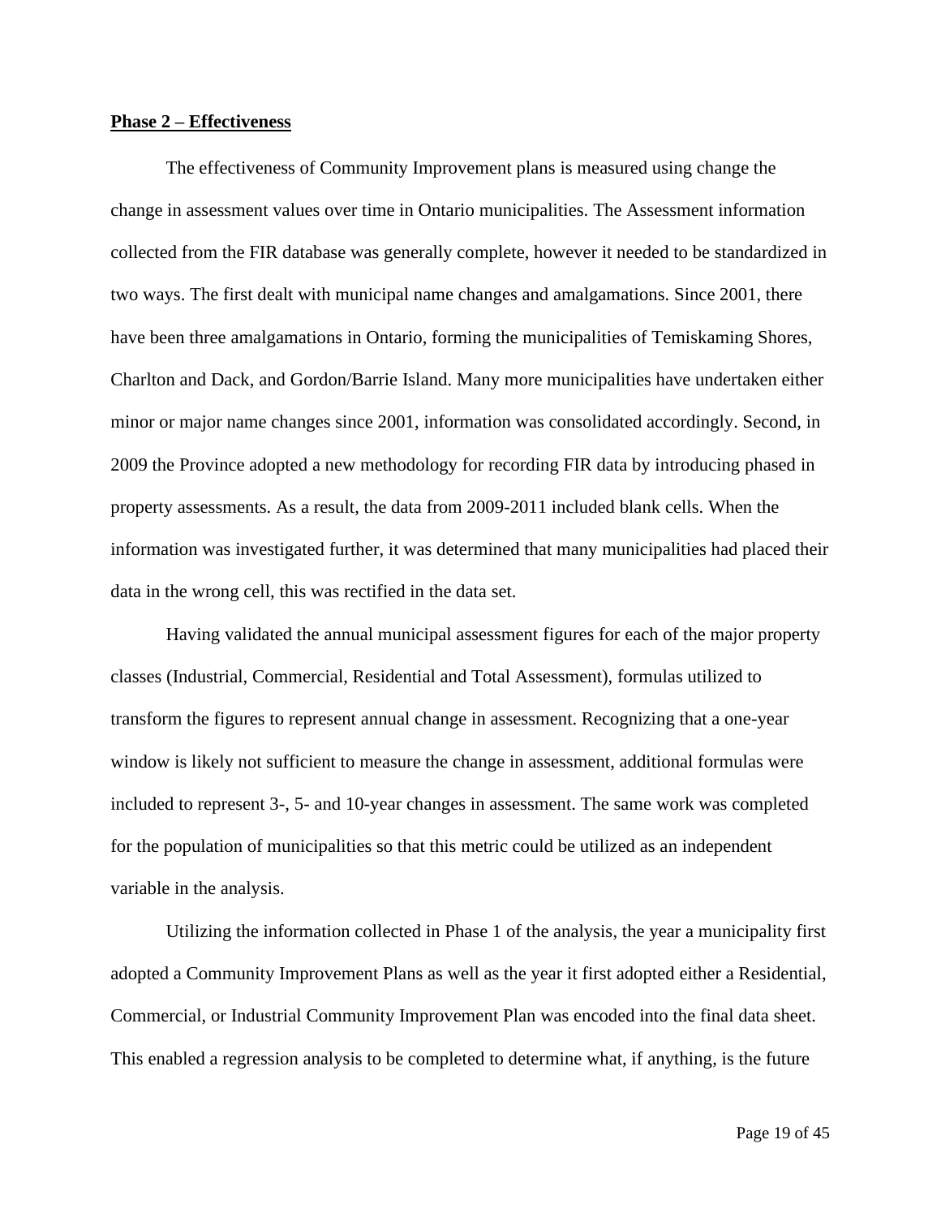**Phase 2 – Effectiveness**

The effectiveness of Community Improvement plans is measured using change the change in assessment values over time in Ontario municipalities. The Assessment information collected from the FIR database was generally complete, however it needed to be standardized in two ways. The first dealt with municipal name changes and amalgamations. Since 2001, there have been three amalgamations in Ontario, forming the municipalities of Temiskaming Shores, Charlton and Dack, and Gordon/Barrie Island. Many more municipalities have undertaken either minor or major name changes since 2001, information was consolidated accordingly. Second, in 2009 the Province adopted a new methodology for recording FIR data by introducing phased in property assessments. As a result, the data from 2009-2011 included blank cells. When the information was investigated further, it was determined that many municipalities had placed their data in the wrong cell, this was rectified in the data set.

Having validated the annual municipal assessment figures for each of the major property classes (Industrial, Commercial, Residential and Total Assessment), formulas utilized to transform the figures to represent annual change in assessment. Recognizing that a one-year window is likely not sufficient to measure the change in assessment, additional formulas were included to represent 3-, 5- and 10-year changes in assessment. The same work was completed for the population of municipalities so that this metric could be utilized as an independent variable in the analysis.

Utilizing the information collected in Phase 1 of the analysis, the year a municipality first adopted a Community Improvement Plans as well as the year it first adopted either a Residential, Commercial, or Industrial Community Improvement Plan was encoded into the final data sheet. This enabled a regression analysis to be completed to determine what, if anything, is the future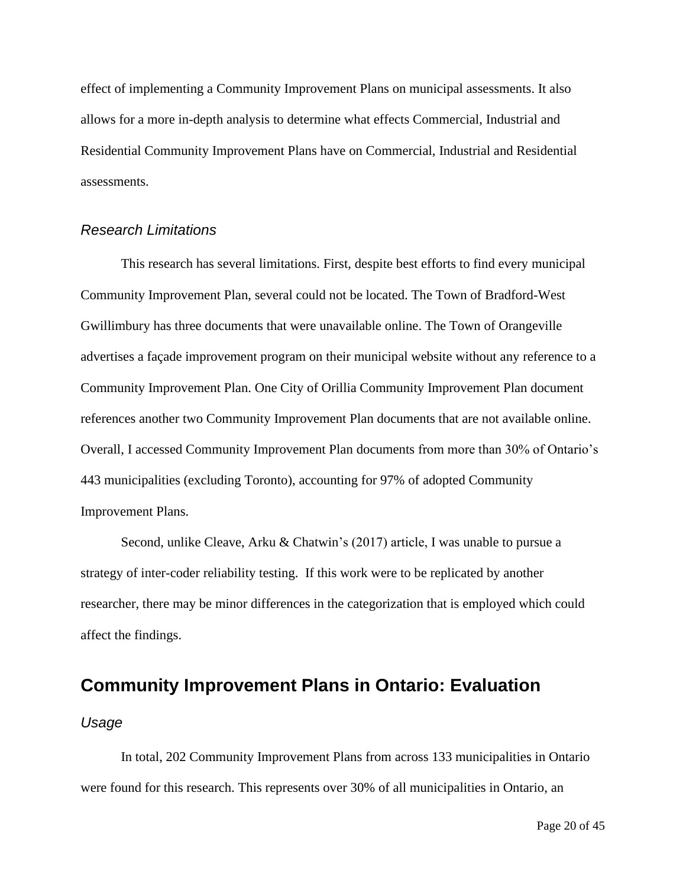effect of implementing a Community Improvement Plans on municipal assessments. It also allows for a more in-depth analysis to determine what effects Commercial, Industrial and Residential Community Improvement Plans have on Commercial, Industrial and Residential assessments.

### *Research Limitations*

This research has several limitations. First, despite best efforts to find every municipal Community Improvement Plan, several could not be located. The Town of Bradford-West Gwillimbury has three documents that were unavailable online. The Town of Orangeville advertises a façade improvement program on their municipal website without any reference to a Community Improvement Plan. One City of Orillia Community Improvement Plan document references another two Community Improvement Plan documents that are not available online. Overall, I accessed Community Improvement Plan documents from more than 30% of Ontario's 443 municipalities (excluding Toronto), accounting for 97% of adopted Community Improvement Plans.

Second, unlike Cleave, Arku & Chatwin's (2017) article, I was unable to pursue a strategy of inter-coder reliability testing. If this work were to be replicated by another researcher, there may be minor differences in the categorization that is employed which could affect the findings.

## Community Improvement Plans in Ontario: Evaluation

### *Usage*

In total, 202 Community Improvement Plans from across 133 municipalities in Ontario were found for this research. This represents over 30% of all municipalities in Ontario, an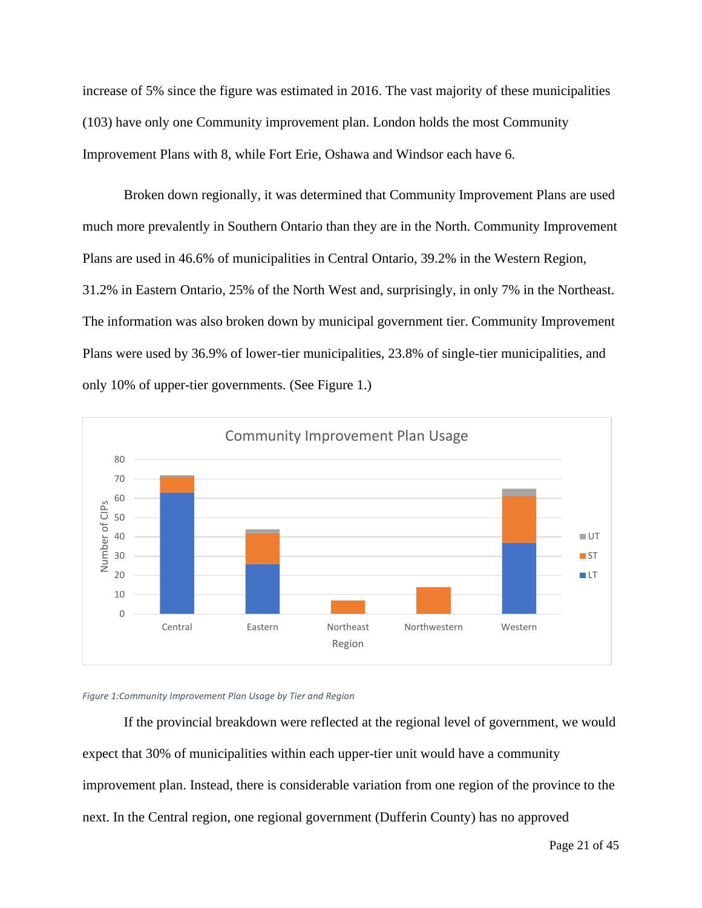increase of 5% since the figure was estimated in 2016. The vast majority of these municipalities (103) have only one Community improvement plan. London holds the most Community Improvement Plans with 8, while Fort Erie, Oshawa and Windsor each have 6.

Broken down regionally, it was determined that Community Improvement Plans are used much more prevalently in Southern Ontario than they are in the North. Community Improvement Plans are used in 46.6% of municipalities in Central Ontario, 39.2% in the Western Region, 31.2% in Eastern Ontario, 25% of the North West and, surprisingly, in only 7% in the Northeast. The information was also broken down by municipal government tier. Community Improvement Plans were used by 36.9% of lower-tier municipalities, 23.8% of single-tier municipalities, and only 10% of upper-tier governments. (See Figure 1.)

*Figure 1:Community Improvement Plan Usage by Tier and Region*

If the provincial breakdown were reflected at the regional level of government, we would expect that 30% of municipalities within each upper-tier unit would have a community improvement plan. Instead, there is considerable variation from one region of the province to the next. In the Central region, one regional government (Dufferin County) has no approved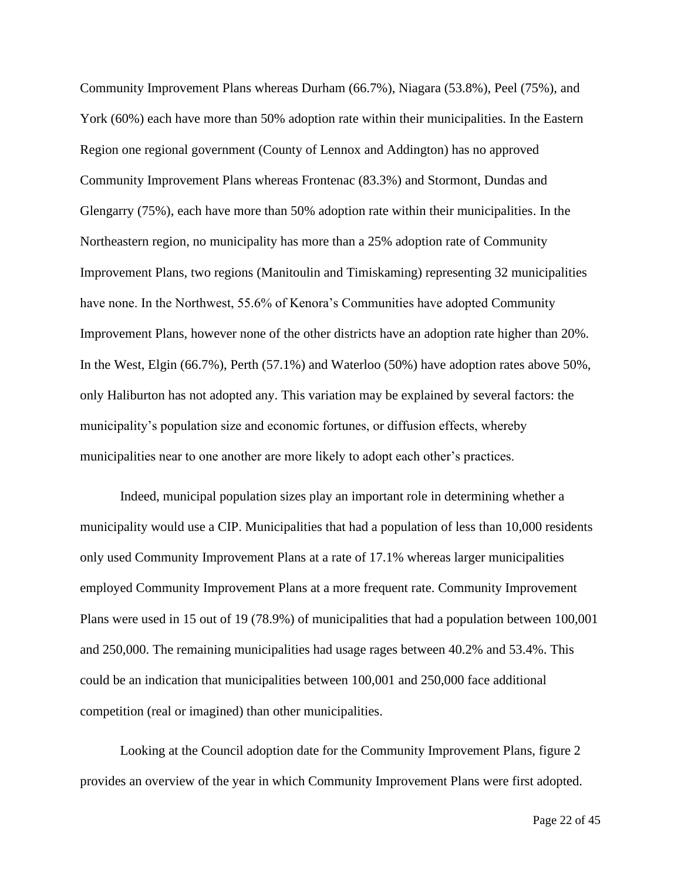Community Improvement Plans whereas Durham (66.7%), Niagara (53.8%), Peel (75%), and York (60%) each have more than 50% adoption rate within their municipalities. In the Eastern Region one regional government (County of Lennox and Addington) has no approved Community Improvement Plans whereas Frontenac (83.3%) and Stormont, Dundas and Glengarry (75%), each have more than 50% adoption rate within their municipalities. In the Northeastern region, no municipality has more than a 25% adoption rate of Community Improvement Plans, two regions (Manitoulin and Timiskaming) representing 32 municipalities have none. In the Northwest, 55.6% of Kenora's Communities have adopted Community Improvement Plans, however none of the other districts have an adoption rate higher than 20%. In the West, Elgin (66.7%), Perth (57.1%) and Waterloo (50%) have adoption rates above 50%, only Haliburton has not adopted any. This variation may be explained by several factors: the municipality's population size and economic fortunes, or diffusion effects, whereby municipalities near to one another are more likely to adopt each other's practices.

Indeed, municipal population sizes play an important role in determining whether a municipality would use a CIP. Municipalities that had a population of less than 10,000 residents only used Community Improvement Plans at a rate of 17.1% whereas larger municipalities employed Community Improvement Plans at a more frequent rate. Community Improvement Plans were used in 15 out of 19 (78.9%) of municipalities that had a population between 100,001 and 250,000. The remaining municipalities had usage rages between 40.2% and 53.4%. This could be an indication that municipalities between 100,001 and 250,000 face additional competition (real or imagined) than other municipalities.

Looking at the Council adoption date for the Community Improvement Plans, figure 2 provides an overview of the year in which Community Improvement Plans were first adopted.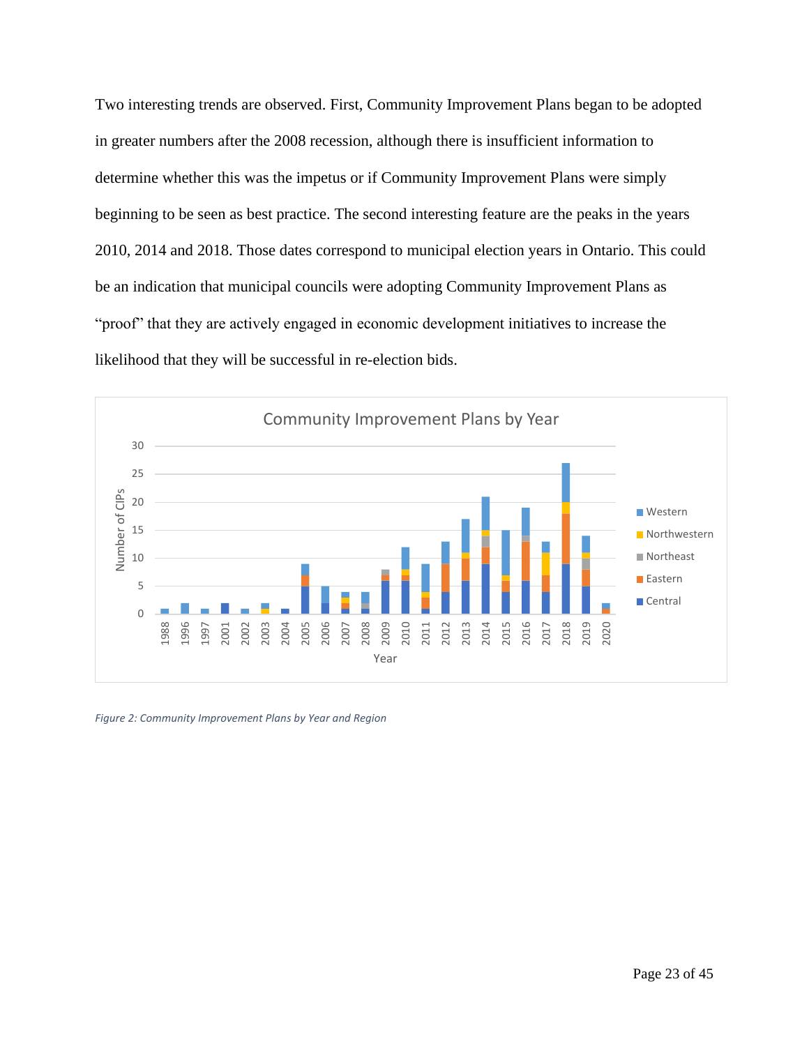Two interesting trends are observed. First, Community Improvement Plans began to be adopted in greater numbers after the 2008 recession, although there is insufficient information to determine whether this was the impetus or if Community Improvement Plans were simply beginning to be seen as best practice. The second interesting feature are the peaks in the years 2010, 2014 and 2018. Those dates correspond to municipal election years in Ontario. This could be an indication that municipal councils were adopting Community Improvement Plans as "proof" that they are actively engaged in economic development initiatives to increase the likelihood that they will be successful in re-election bids.

*Figure 2: Community Improvement Plans by Year and Region*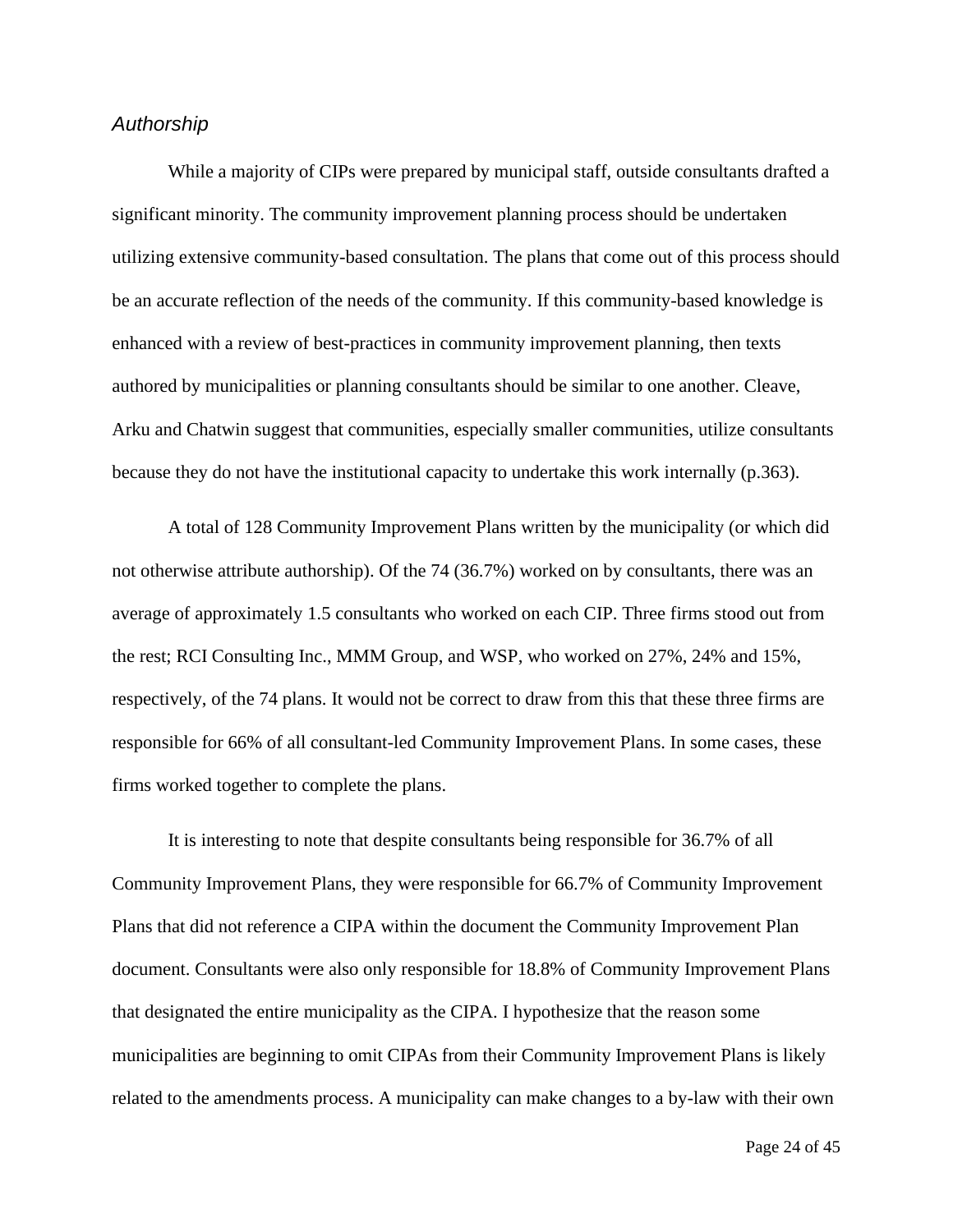### *Authorship*

While a majority of CIPs were prepared by municipal staff, outside consultants drafted a significant minority. The community improvement planning process should be undertaken utilizing extensive community-based consultation. The plans that come out of this process should be an accurate reflection of the needs of the community. If this community-based knowledge is enhanced with a review of best-practices in community improvement planning, then texts authored by municipalities or planning consultants should be similar to one another. Cleave, Arku and Chatwin suggest that communities, especially smaller communities, utilize consultants because they do not have the institutional capacity to undertake this work internally (p.363).

A total of 128 Community Improvement Plans written by the municipality (or which did not otherwise attribute authorship). Of the 74 (36.7%) worked on by consultants, there was an average of approximately 1.5 consultants who worked on each CIP. Three firms stood out from the rest; RCI Consulting Inc., MMM Group, and WSP, who worked on 27%, 24% and 15%, respectively, of the 74 plans. It would not be correct to draw from this that these three firms are responsible for 66% of all consultant-led Community Improvement Plans. In some cases, these firms worked together to complete the plans.

It is interesting to note that despite consultants being responsible for 36.7% of all Community Improvement Plans, they were responsible for 66.7% of Community Improvement Plans that did not reference a CIPA within the document the Community Improvement Plan document. Consultants were also only responsible for 18.8% of Community Improvement Plans that designated the entire municipality as the CIPA. I hypothesize that the reason some municipalities are beginning to omit CIPAs from their Community Improvement Plans is likely related to the amendments process. A municipality can make changes to a by-law with their own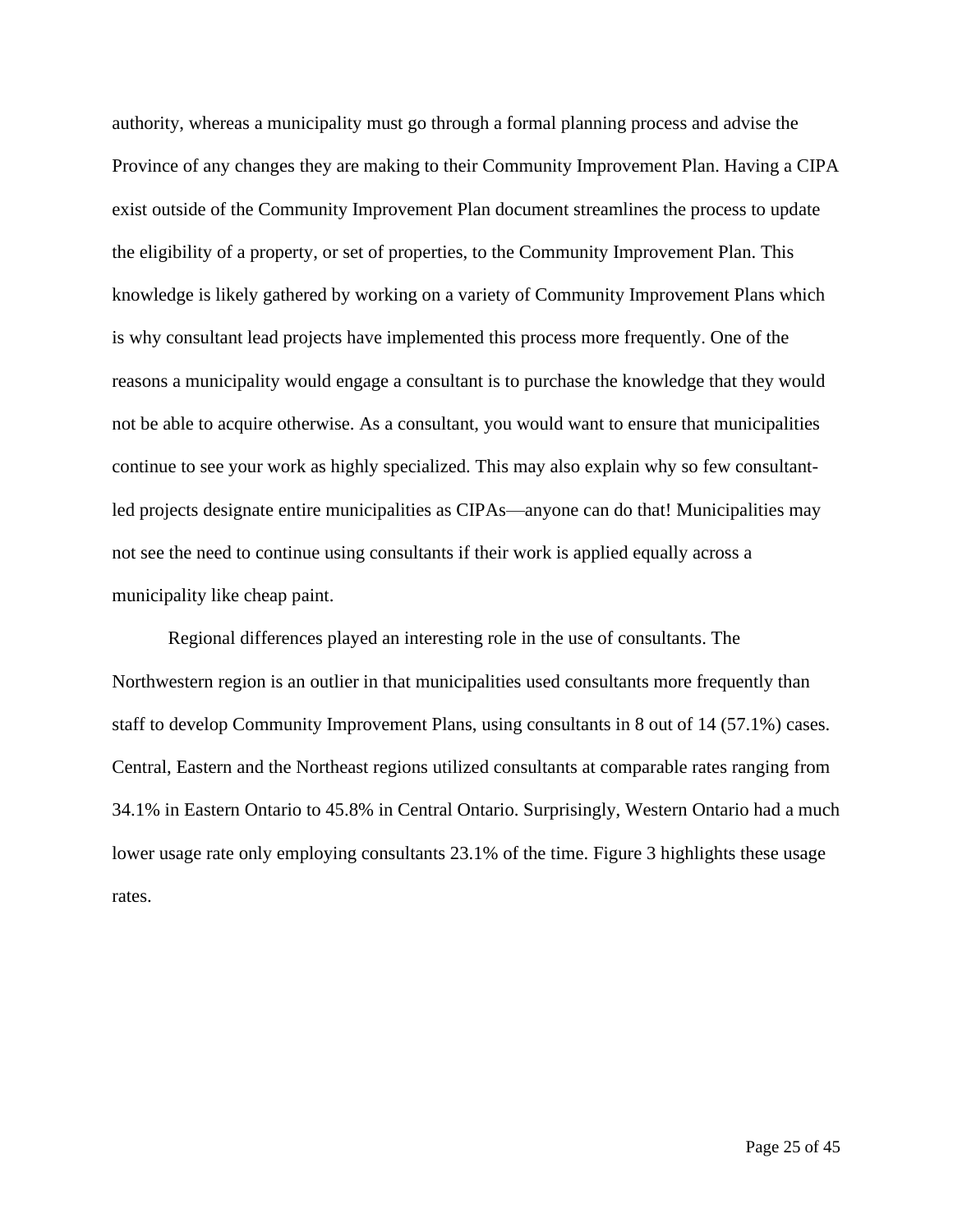authority, whereas a municipality must go through a formal planning process and advise the Province of any changes they are making to their Community Improvement Plan. Having a CIPA exist outside of the Community Improvement Plan document streamlines the process to update the eligibility of a property, or set of properties, to the Community Improvement Plan. This knowledge is likely gathered by working on a variety of Community Improvement Plans which is why consultant lead projects have implemented this process more frequently. One of the reasons a municipality would engage a consultant is to purchase the knowledge that they would not be able to acquire otherwise. As a consultant, you would want to ensure that municipalities continue to see your work as highly specialized. This may also explain why so few consultant-led projects designate entire municipalities as CIPAs—anyone can do that! Municipalities may not see the need to continue using consultants if their work is applied equally across a municipality like cheap paint.

Regional differences played an interesting role in the use of consultants. The Northwestern region is an outlier in that municipalities used consultants more frequently than staff to develop Community Improvement Plans, using consultants in 8 out of 14 (57.1%) cases. Central, Eastern and the Northeast regions utilized consultants at comparable rates ranging from 34.1% in Eastern Ontario to 45.8% in Central Ontario. Surprisingly, Western Ontario had a much lower usage rate only employing consultants 23.1% of the time. Figure 3 highlights these usage rates.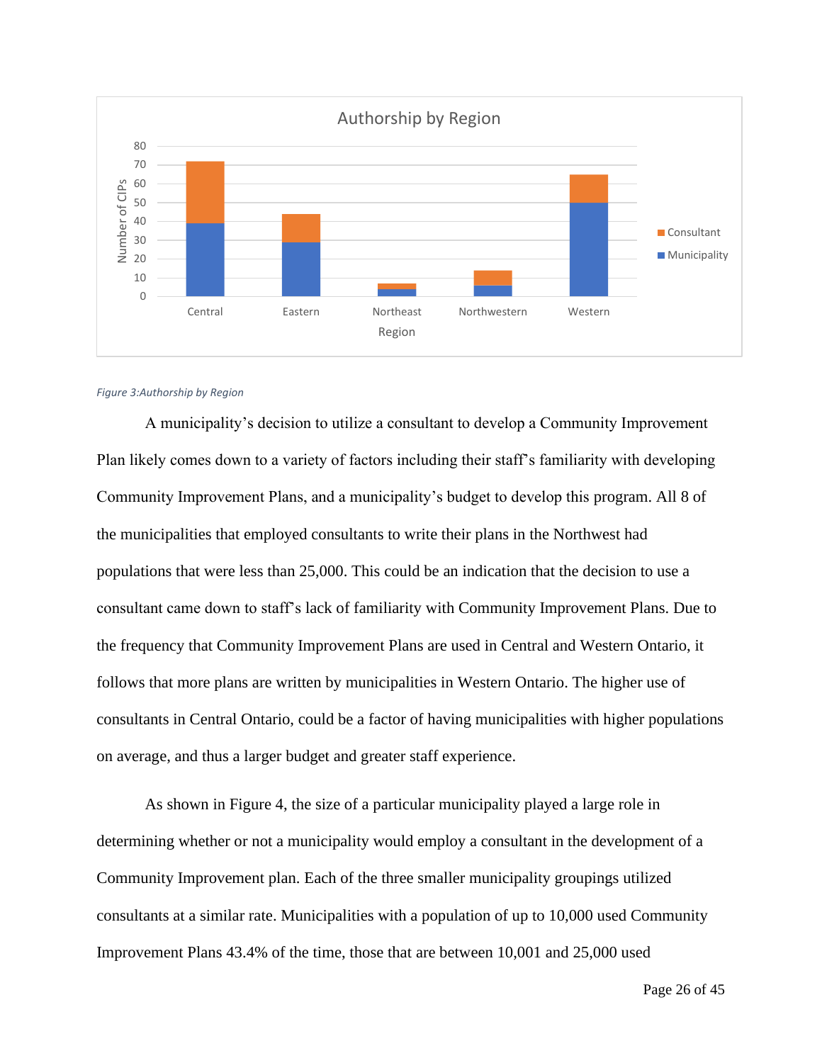Figure 3:Authorship by Region

A municipality's decision to utilize a consultant to develop a Community Improvement Plan likely comes down to a variety of factors including their staff's familiarity with developing Community Improvement Plans, and a municipality's budget to develop this program. All 8 of the municipalities that employed consultants to write their plans in the Northwest had populations that were less than 25,000. This could be an indication that the decision to use a consultant came down to staff's lack of familiarity with Community Improvement Plans. Due to the frequency that Community Improvement Plans are used in Central and Western Ontario, it follows that more plans are written by municipalities in Western Ontario. The higher use of consultants in Central Ontario, could be a factor of having municipalities with higher populations on average, and thus a larger budget and greater staff experience.

As shown in Figure 4, the size of a particular municipality played a large role in determining whether or not a municipality would employ a consultant in the development of a Community Improvement plan. Each of the three smaller municipality groupings utilized consultants at a similar rate. Municipalities with a population of up to 10,000 used Community Improvement Plans 43.4% of the time, those that are between 10,001 and 25,000 used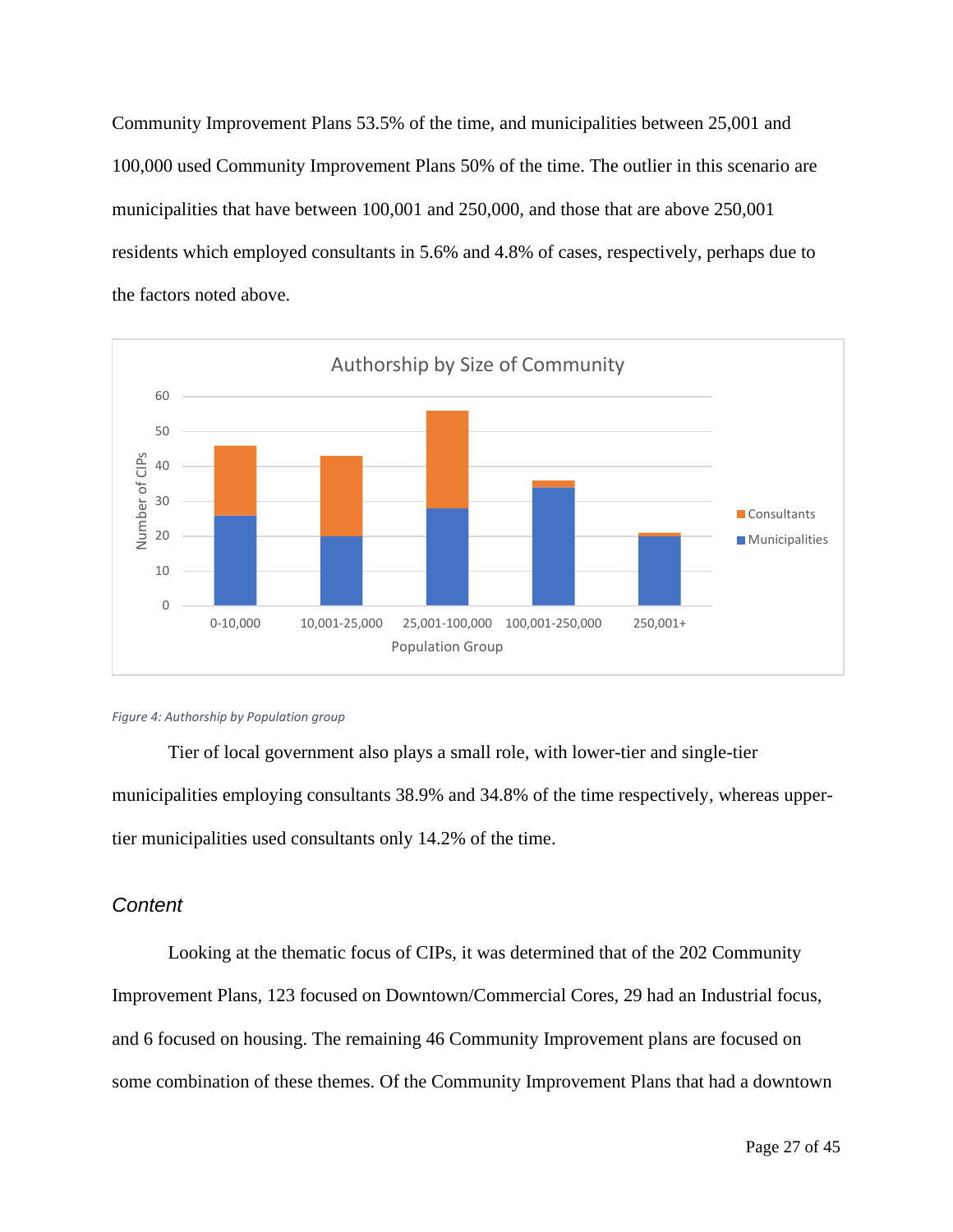Community Improvement Plans 53.5% of the time, and municipalities between 25,001 and 100,000 used Community Improvement Plans 50% of the time. The outlier in this scenario are municipalities that have between 100,001 and 250,000, and those that are above 250,001 residents which employed consultants in 5.6% and 4.8% of cases, respectively, perhaps due to the factors noted above.

*Figure 4: Authorship by Population group*

Tier of local government also plays a small role, with lower-tier and single-tier municipalities employing consultants 38.9% and 34.8% of the time respectively, whereas upper-tier municipalities used consultants only 14.2% of the time.

## *Content*

Looking at the thematic focus of CIPs, it was determined that of the 202 Community Improvement Plans, 123 focused on Downtown/Commercial Cores, 29 had an Industrial focus, and 6 focused on housing. The remaining 46 Community Improvement plans are focused on some combination of these themes. Of the Community Improvement Plans that had a downtown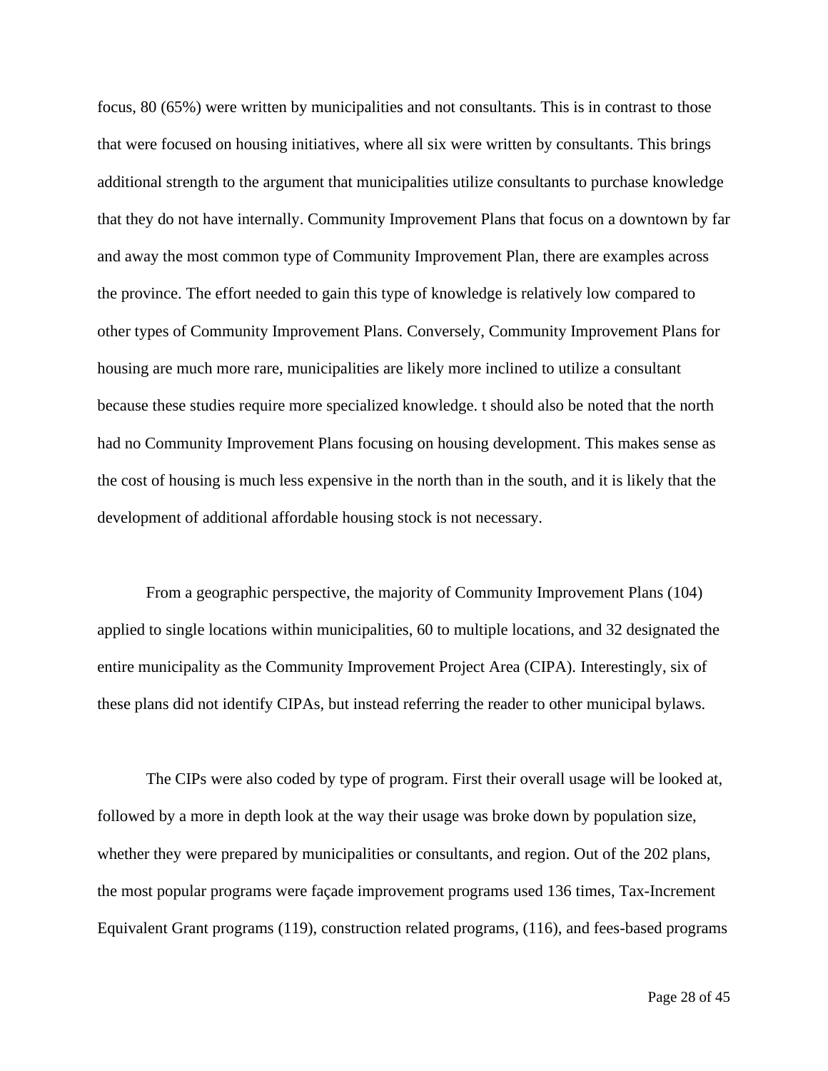focus, 80 (65%) were written by municipalities and not consultants. This is in contrast to those that were focused on housing initiatives, where all six were written by consultants. This brings additional strength to the argument that municipalities utilize consultants to purchase knowledge that they do not have internally. Community Improvement Plans that focus on a downtown by far and away the most common type of Community Improvement Plan, there are examples across the province. The effort needed to gain this type of knowledge is relatively low compared to other types of Community Improvement Plans. Conversely, Community Improvement Plans for housing are much more rare, municipalities are likely more inclined to utilize a consultant because these studies require more specialized knowledge. t should also be noted that the north had no Community Improvement Plans focusing on housing development. This makes sense as the cost of housing is much less expensive in the north than in the south, and it is likely that the development of additional affordable housing stock is not necessary.

From a geographic perspective, the majority of Community Improvement Plans (104) applied to single locations within municipalities, 60 to multiple locations, and 32 designated the entire municipality as the Community Improvement Project Area (CIPA). Interestingly, six of these plans did not identify CIPAs, but instead referring the reader to other municipal bylaws.

The CIPs were also coded by type of program. First their overall usage will be looked at, followed by a more in depth look at the way their usage was broke down by population size, whether they were prepared by municipalities or consultants, and region. Out of the 202 plans, the most popular programs were façade improvement programs used 136 times, Tax-Increment Equivalent Grant programs (119), construction related programs, (116), and fees-based programs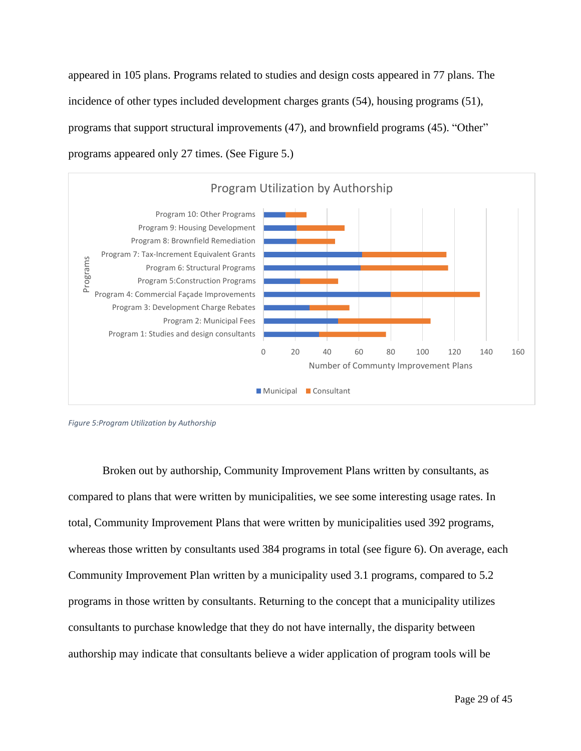appeared in 105 plans. Programs related to studies and design costs appeared in 77 plans. The incidence of other types included development charges grants (54), housing programs (51), programs that support structural improvements (47), and brownfield programs (45). "Other" programs appeared only 27 times. (See Figure 5.)

*Figure 5:Program Utilization by Authorship*

Broken out by authorship, Community Improvement Plans written by consultants, as compared to plans that were written by municipalities, we see some interesting usage rates. In total, Community Improvement Plans that were written by municipalities used 392 programs, whereas those written by consultants used 384 programs in total (see figure 6). On average, each Community Improvement Plan written by a municipality used 3.1 programs, compared to 5.2 programs in those written by consultants. Returning to the concept that a municipality utilizes consultants to purchase knowledge that they do not have internally, the disparity between authorship may indicate that consultants believe a wider application of program tools will be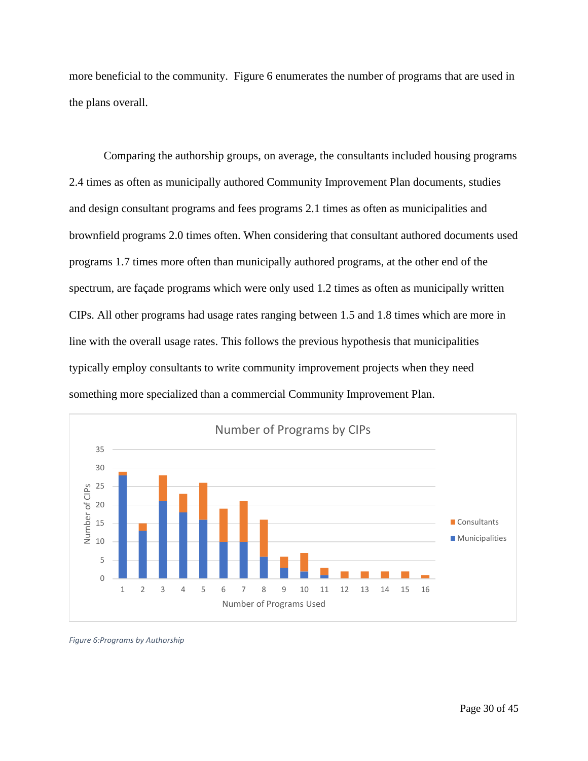more beneficial to the community. Figure 6 enumerates the number of programs that are used in the plans overall.

Comparing the authorship groups, on average, the consultants included housing programs 2.4 times as often as municipally authored Community Improvement Plan documents, studies and design consultant programs and fees programs 2.1 times as often as municipalities and brownfield programs 2.0 times often. When considering that consultant authored documents used programs 1.7 times more often than municipally authored programs, at the other end of the spectrum, are façade programs which were only used 1.2 times as often as municipally written CIPs. All other programs had usage rates ranging between 1.5 and 1.8 times which are more in line with the overall usage rates. This follows the previous hypothesis that municipalities typically employ consultants to write community improvement projects when they need something more specialized than a commercial Community Improvement Plan.

*Figure 6:Programs by Authorship*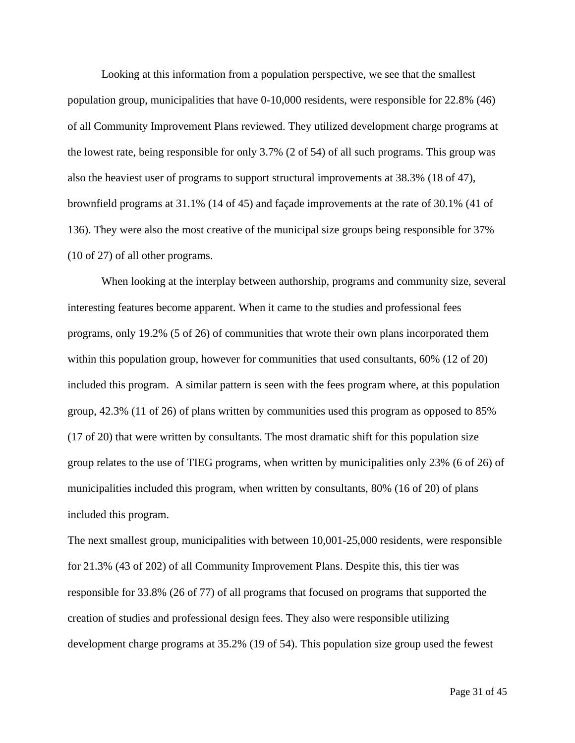Looking at this information from a population perspective, we see that the smallest population group, municipalities that have 0-10,000 residents, were responsible for 22.8% (46) of all Community Improvement Plans reviewed. They utilized development charge programs at the lowest rate, being responsible for only 3.7% (2 of 54) of all such programs. This group was also the heaviest user of programs to support structural improvements at 38.3% (18 of 47), brownfield programs at 31.1% (14 of 45) and façade improvements at the rate of 30.1% (41 of 136). They were also the most creative of the municipal size groups being responsible for 37% (10 of 27) of all other programs.

When looking at the interplay between authorship, programs and community size, several interesting features become apparent. When it came to the studies and professional fees programs, only 19.2% (5 of 26) of communities that wrote their own plans incorporated them within this population group, however for communities that used consultants, 60% (12 of 20) included this program. A similar pattern is seen with the fees program where, at this population group, 42.3% (11 of 26) of plans written by communities used this program as opposed to 85% (17 of 20) that were written by consultants. The most dramatic shift for this population size group relates to the use of TIEG programs, when written by municipalities only 23% (6 of 26) of municipalities included this program, when written by consultants, 80% (16 of 20) of plans included this program.

The next smallest group, municipalities with between 10,001-25,000 residents, were responsible for 21.3% (43 of 202) of all Community Improvement Plans. Despite this, this tier was responsible for 33.8% (26 of 77) of all programs that focused on programs that supported the creation of studies and professional design fees. They also were responsible utilizing development charge programs at 35.2% (19 of 54). This population size group used the fewest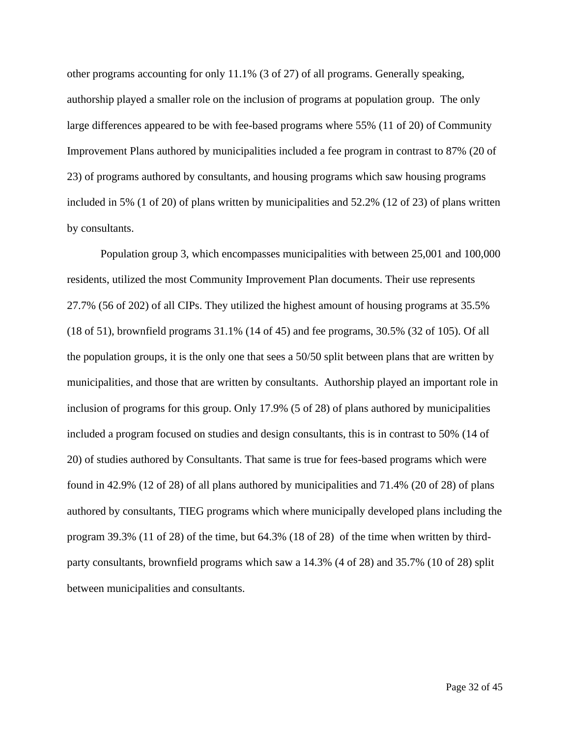other programs accounting for only 11.1% (3 of 27) of all programs. Generally speaking, authorship played a smaller role on the inclusion of programs at population group. The only large differences appeared to be with fee-based programs where 55% (11 of 20) of Community Improvement Plans authored by municipalities included a fee program in contrast to 87% (20 of 23) of programs authored by consultants, and housing programs which saw housing programs included in 5% (1 of 20) of plans written by municipalities and 52.2% (12 of 23) of plans written by consultants.

Population group 3, which encompasses municipalities with between 25,001 and 100,000 residents, utilized the most Community Improvement Plan documents. Their use represents 27.7% (56 of 202) of all CIPs. They utilized the highest amount of housing programs at 35.5% (18 of 51), brownfield programs 31.1% (14 of 45) and fee programs, 30.5% (32 of 105). Of all the population groups, it is the only one that sees a 50/50 split between plans that are written by municipalities, and those that are written by consultants. Authorship played an important role in inclusion of programs for this group. Only 17.9% (5 of 28) of plans authored by municipalities included a program focused on studies and design consultants, this is in contrast to 50% (14 of 20) of studies authored by Consultants. That same is true for fees-based programs which were found in 42.9% (12 of 28) of all plans authored by municipalities and 71.4% (20 of 28) of plans authored by consultants, TIEG programs which where municipally developed plans including the program 39.3% (11 of 28) of the time, but 64.3% (18 of 28) of the time when written by third-party consultants, brownfield programs which saw a 14.3% (4 of 28) and 35.7% (10 of 28) split between municipalities and consultants.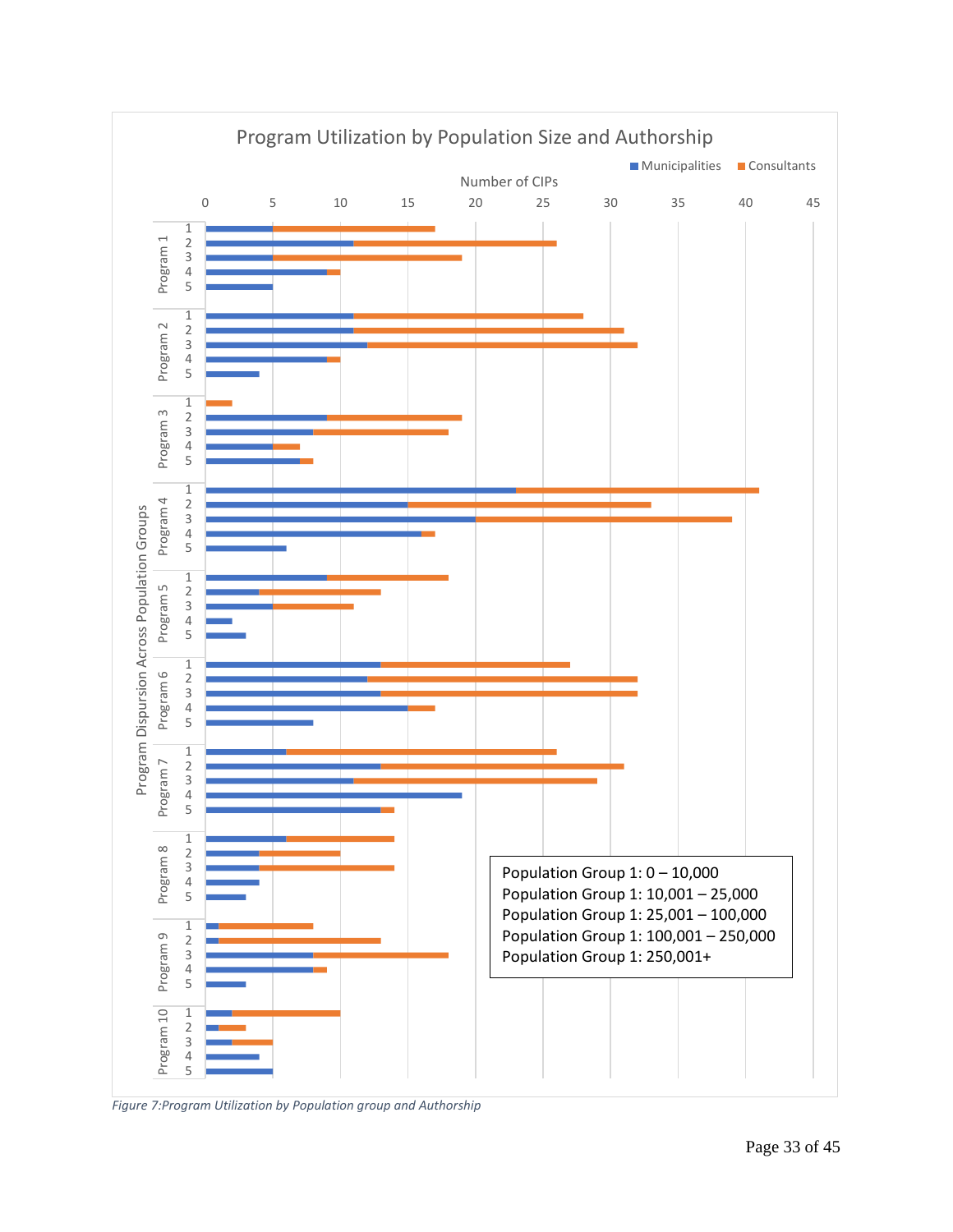Program Utilization by Population Size and Authorship

Municipalities | Consultants

Number of CIPs

0 5 10 15 20 25 30 35 40 45

Program Dispursion Across Population Groups

Program 1: 1, 2, 3, 4, 5
Program 2: 1, 2, 3, 4, 5
Program 3: 1, 2, 3, 4, 5
Program 4: 1, 2, 3, 4, 5
Program 5: 1, 2, 3, 4, 5
Program 6: 1, 2, 3, 4, 5
Program 7: 1, 2, 3, 4, 5
Program 8: 1, 2, 3, 4, 5
Program 9: 1, 2, 3, 4, 5
Program 10: 1, 2, 3, 4, 5

Population Group 1: 0 – 10,000
Population Group 1: 10,001 – 25,000
Population Group 1: 25,001 – 100,000
Population Group 1: 100,001 – 250,000
Population Group 1: 250,001+

*Figure 7:Program Utilization by Population group and Authorship*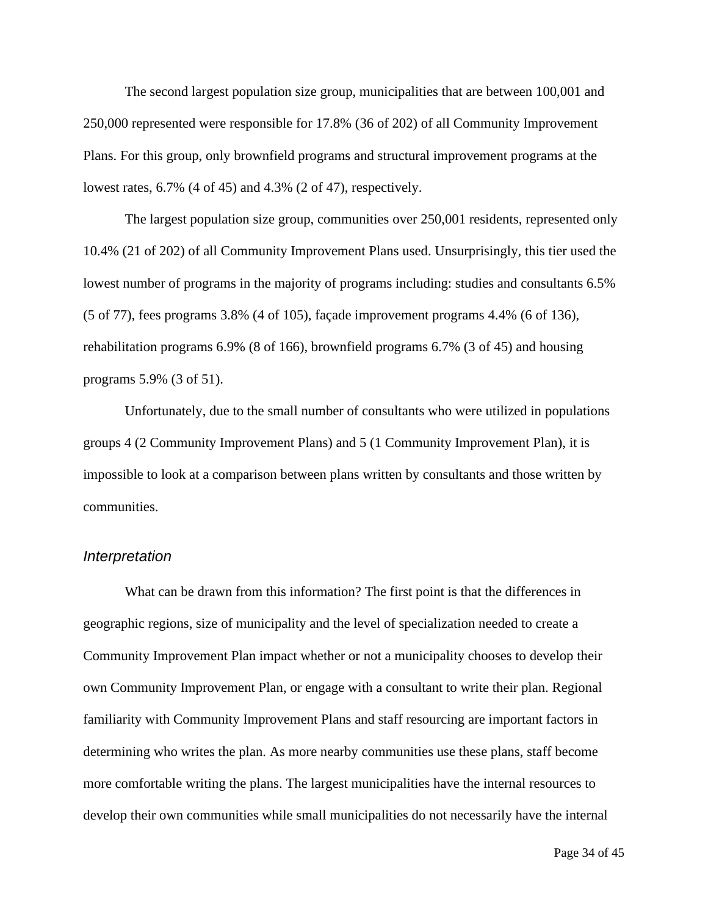The second largest population size group, municipalities that are between 100,001 and 250,000 represented were responsible for 17.8% (36 of 202) of all Community Improvement Plans. For this group, only brownfield programs and structural improvement programs at the lowest rates, 6.7% (4 of 45) and 4.3% (2 of 47), respectively.

The largest population size group, communities over 250,001 residents, represented only 10.4% (21 of 202) of all Community Improvement Plans used. Unsurprisingly, this tier used the lowest number of programs in the majority of programs including: studies and consultants 6.5% (5 of 77), fees programs 3.8% (4 of 105), façade improvement programs 4.4% (6 of 136), rehabilitation programs 6.9% (8 of 166), brownfield programs 6.7% (3 of 45) and housing programs 5.9% (3 of 51).

Unfortunately, due to the small number of consultants who were utilized in populations groups 4 (2 Community Improvement Plans) and 5 (1 Community Improvement Plan), it is impossible to look at a comparison between plans written by consultants and those written by communities.

### *Interpretation*

What can be drawn from this information? The first point is that the differences in geographic regions, size of municipality and the level of specialization needed to create a Community Improvement Plan impact whether or not a municipality chooses to develop their own Community Improvement Plan, or engage with a consultant to write their plan. Regional familiarity with Community Improvement Plans and staff resourcing are important factors in determining who writes the plan. As more nearby communities use these plans, staff become more comfortable writing the plans. The largest municipalities have the internal resources to develop their own communities while small municipalities do not necessarily have the internal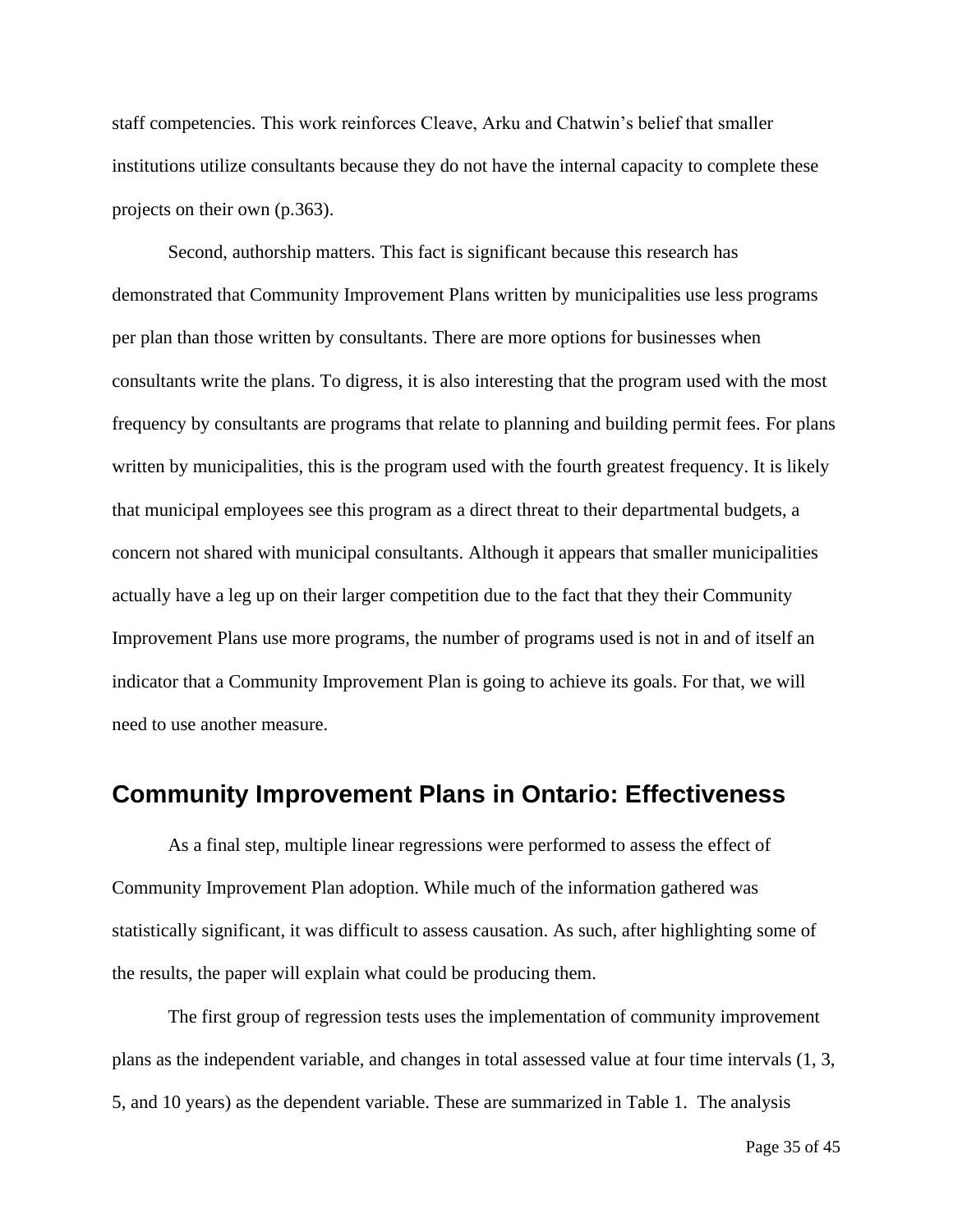staff competencies. This work reinforces Cleave, Arku and Chatwin's belief that smaller institutions utilize consultants because they do not have the internal capacity to complete these projects on their own (p.363).

Second, authorship matters. This fact is significant because this research has demonstrated that Community Improvement Plans written by municipalities use less programs per plan than those written by consultants. There are more options for businesses when consultants write the plans. To digress, it is also interesting that the program used with the most frequency by consultants are programs that relate to planning and building permit fees. For plans written by municipalities, this is the program used with the fourth greatest frequency. It is likely that municipal employees see this program as a direct threat to their departmental budgets, a concern not shared with municipal consultants. Although it appears that smaller municipalities actually have a leg up on their larger competition due to the fact that they their Community Improvement Plans use more programs, the number of programs used is not in and of itself an indicator that a Community Improvement Plan is going to achieve its goals. For that, we will need to use another measure.

## Community Improvement Plans in Ontario: Effectiveness

As a final step, multiple linear regressions were performed to assess the effect of Community Improvement Plan adoption. While much of the information gathered was statistically significant, it was difficult to assess causation. As such, after highlighting some of the results, the paper will explain what could be producing them.

The first group of regression tests uses the implementation of community improvement plans as the independent variable, and changes in total assessed value at four time intervals (1, 3, 5, and 10 years) as the dependent variable. These are summarized in Table 1. The analysis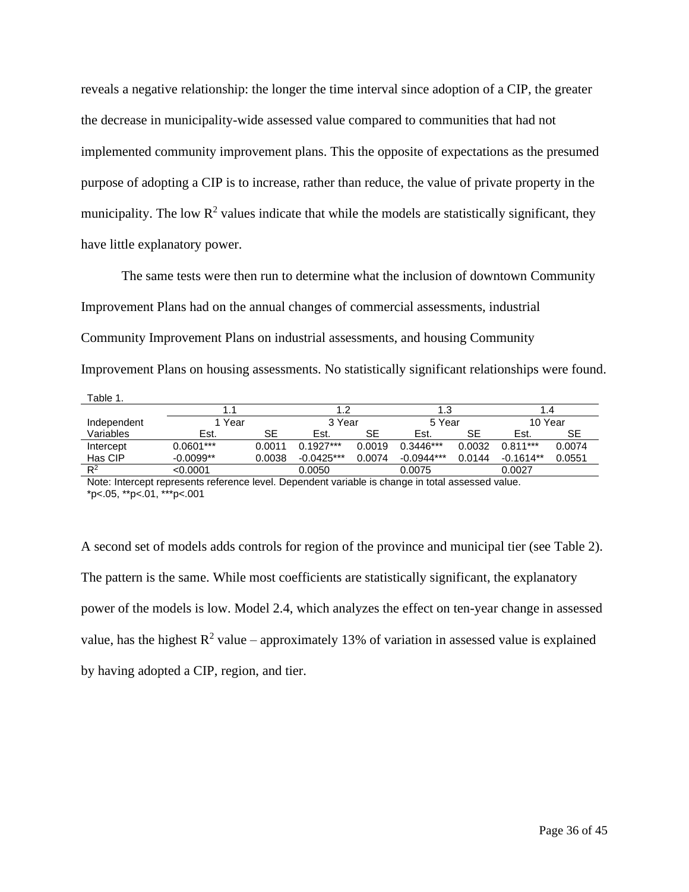reveals a negative relationship: the longer the time interval since adoption of a CIP, the greater the decrease in municipality-wide assessed value compared to communities that had not implemented community improvement plans. This the opposite of expectations as the presumed purpose of adopting a CIP is to increase, rather than reduce, the value of private property in the municipality. The low $R^2$ values indicate that while the models are statistically significant, they have little explanatory power.

The same tests were then run to determine what the inclusion of downtown Community Improvement Plans had on the annual changes of commercial assessments, industrial Community Improvement Plans on industrial assessments, and housing Community Improvement Plans on housing assessments. No statistically significant relationships were found.

Table 1.

| | 1.1 | | 1.2 | | 1.3 | | 1.4 | |
|---|---|---|---|---|---|---|---|---|
| Independent | 1 Year | | 3 Year | | 5 Year | | 10 Year | |
| Variables | Est. | SE | Est. | SE | Est. | SE | Est. | SE |
| Intercept | 0.0601*** | 0.0011 | 0.1927*** | 0.0019 | 0.3446*** | 0.0032 | 0.811*** | 0.0074 |
| Has CIP | -0.0099** | 0.0038 | -0.0425*** | 0.0074 | -0.0944*** | 0.0144 | -0.1614** | 0.0551 |
| $R^2$ | <0.0001 | | 0.0050 | | 0.0075 | | 0.0027 | |

Note: Intercept represents reference level. Dependent variable is change in total assessed value.
*p<.05, **p<.01, ***p<.001

A second set of models adds controls for region of the province and municipal tier (see Table 2). The pattern is the same. While most coefficients are statistically significant, the explanatory power of the models is low. Model 2.4, which analyzes the effect on ten-year change in assessed value, has the highest $R^2$ value – approximately 13% of variation in assessed value is explained by having adopted a CIP, region, and tier.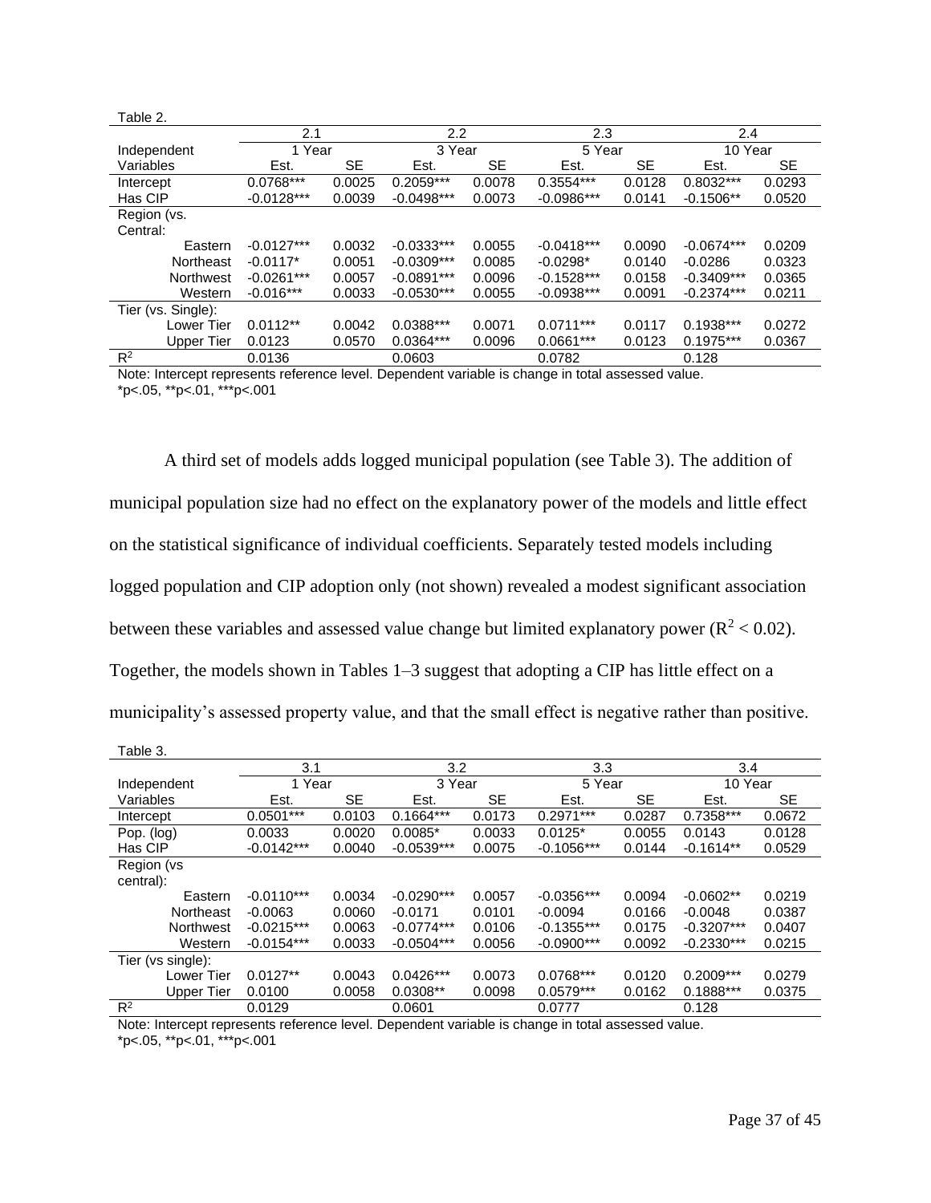Table 2.

| Independent Variables | 2.1 | | 2.2 | | 2.3 | | 2.4 | |
|---|---|---|---|---|---|---|---|---|
| | 1 Year | | 3 Year | | 5 Year | | 10 Year | |
| | Est. | SE | Est. | SE | Est. | SE | Est. | SE |
| Intercept | 0.0768*** | 0.0025 | 0.2059*** | 0.0078 | 0.3554*** | 0.0128 | 0.8032*** | 0.0293 |
| Has CIP | -0.0128*** | 0.0039 | -0.0498*** | 0.0073 | -0.0986*** | 0.0141 | -0.1506** | 0.0520 |
| Region (vs. Central: | | | | | | | | |
| Eastern | -0.0127*** | 0.0032 | -0.0333*** | 0.0055 | -0.0418*** | 0.0090 | -0.0674*** | 0.0209 |
| Northeast | -0.0117* | 0.0051 | -0.0309*** | 0.0085 | -0.0298* | 0.0140 | -0.0286 | 0.0323 |
| Northwest | -0.0261*** | 0.0057 | -0.0891*** | 0.0096 | -0.1528*** | 0.0158 | -0.3409*** | 0.0365 |
| Western | -0.016*** | 0.0033 | -0.0530*** | 0.0055 | -0.0938*** | 0.0091 | -0.2374*** | 0.0211 |
| Tier (vs. Single): | | | | | | | | |
| Lower Tier | 0.0112** | 0.0042 | 0.0388*** | 0.0071 | 0.0711*** | 0.0117 | 0.1938*** | 0.0272 |
| Upper Tier | 0.0123 | 0.0570 | 0.0364*** | 0.0096 | 0.0661*** | 0.0123 | 0.1975*** | 0.0367 |
| $R^2$ | 0.0136 | | 0.0603 | | 0.0782 | | 0.128 | |

Note: Intercept represents reference level. Dependent variable is change in total assessed value.
*p<.05, **p<.01, ***p<.001

A third set of models adds logged municipal population (see Table 3). The addition of municipal population size had no effect on the explanatory power of the models and little effect on the statistical significance of individual coefficients. Separately tested models including logged population and CIP adoption only (not shown) revealed a modest significant association between these variables and assessed value change but limited explanatory power ($R^2 < 0.02$). Together, the models shown in Tables 1–3 suggest that adopting a CIP has little effect on a municipality's assessed property value, and that the small effect is negative rather than positive.

Table 3.

| Independent Variables | 3.1 | | 3.2 | | 3.3 | | 3.4 | |
|---|---|---|---|---|---|---|---|---|
| | 1 Year | | 3 Year | | 5 Year | | 10 Year | |
| | Est. | SE | Est. | SE | Est. | SE | Est. | SE |
| Intercept | 0.0501*** | 0.0103 | 0.1664*** | 0.0173 | 0.2971*** | 0.0287 | 0.7358*** | 0.0672 |
| Pop. (log) | 0.0033 | 0.0020 | 0.0085* | 0.0033 | 0.0125* | 0.0055 | 0.0143 | 0.0128 |
| Has CIP | -0.0142*** | 0.0040 | -0.0539*** | 0.0075 | -0.1056*** | 0.0144 | -0.1614** | 0.0529 |
| Region (vs central): | | | | | | | | |
| Eastern | -0.0110*** | 0.0034 | -0.0290*** | 0.0057 | -0.0356*** | 0.0094 | -0.0602** | 0.0219 |
| Northeast | -0.0063 | 0.0060 | -0.0171 | 0.0101 | -0.0094 | 0.0166 | -0.0048 | 0.0387 |
| Northwest | -0.0215*** | 0.0063 | -0.0774*** | 0.0106 | -0.1355*** | 0.0175 | -0.3207*** | 0.0407 |
| Western | -0.0154*** | 0.0033 | -0.0504*** | 0.0056 | -0.0900*** | 0.0092 | -0.2330*** | 0.0215 |
| Tier (vs single): | | | | | | | | |
| Lower Tier | 0.0127** | 0.0043 | 0.0426*** | 0.0073 | 0.0768*** | 0.0120 | 0.2009*** | 0.0279 |
| Upper Tier | 0.0100 | 0.0058 | 0.0308** | 0.0098 | 0.0579*** | 0.0162 | 0.1888*** | 0.0375 |
| $R^2$ | 0.0129 | | 0.0601 | | 0.0777 | | 0.128 | |

Note: Intercept represents reference level. Dependent variable is change in total assessed value.
*p<.05, **p<.01, ***p<.001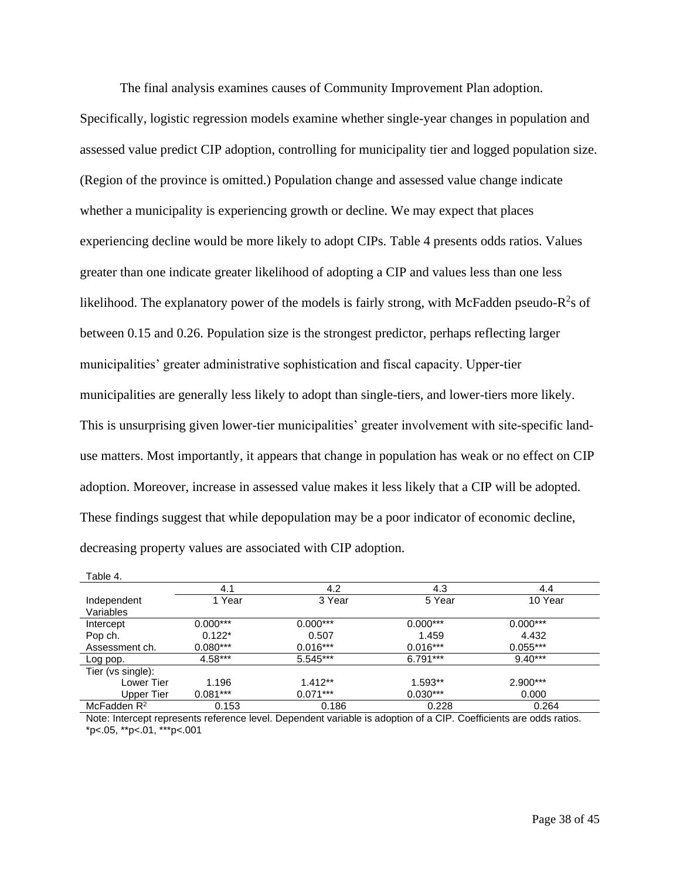The final analysis examines causes of Community Improvement Plan adoption. Specifically, logistic regression models examine whether single-year changes in population and assessed value predict CIP adoption, controlling for municipality tier and logged population size. (Region of the province is omitted.) Population change and assessed value change indicate whether a municipality is experiencing growth or decline. We may expect that places experiencing decline would be more likely to adopt CIPs. Table 4 presents odds ratios. Values greater than one indicate greater likelihood of adopting a CIP and values less than one less likelihood. The explanatory power of the models is fairly strong, with McFadden pseudo-$R^2$s of between 0.15 and 0.26. Population size is the strongest predictor, perhaps reflecting larger municipalities' greater administrative sophistication and fiscal capacity. Upper-tier municipalities are generally less likely to adopt than single-tiers, and lower-tiers more likely. This is unsurprising given lower-tier municipalities' greater involvement with site-specific land-use matters. Most importantly, it appears that change in population has weak or no effect on CIP adoption. Moreover, increase in assessed value makes it less likely that a CIP will be adopted. These findings suggest that while depopulation may be a poor indicator of economic decline, decreasing property values are associated with CIP adoption.

Table 4.

| | 4.1 | 4.2 | 4.3 | 4.4 |
|---|---|---|---|---|
| Independent Variables | 1 Year | 3 Year | 5 Year | 10 Year |
| Intercept | 0.000*** | 0.000*** | 0.000*** | 0.000*** |
| Pop ch. | 0.122* | 0.507 | 1.459 | 4.432 |
| Assessment ch. | 0.080*** | 0.016*** | 0.016*** | 0.055*** |
| Log pop. | 4.58*** | 5.545*** | 6.791*** | 9.40*** |
| Tier (vs single): | | | | |
| Lower Tier | 1.196 | 1.412** | 1.593** | 2.900*** |
| Upper Tier | 0.081*** | 0.071*** | 0.030*** | 0.000 |
| McFadden $R^2$ | 0.153 | 0.186 | 0.228 | 0.264 |

Note: Intercept represents reference level. Dependent variable is adoption of a CIP. Coefficients are odds ratios. *p<.05, **p<.01, ***p<.001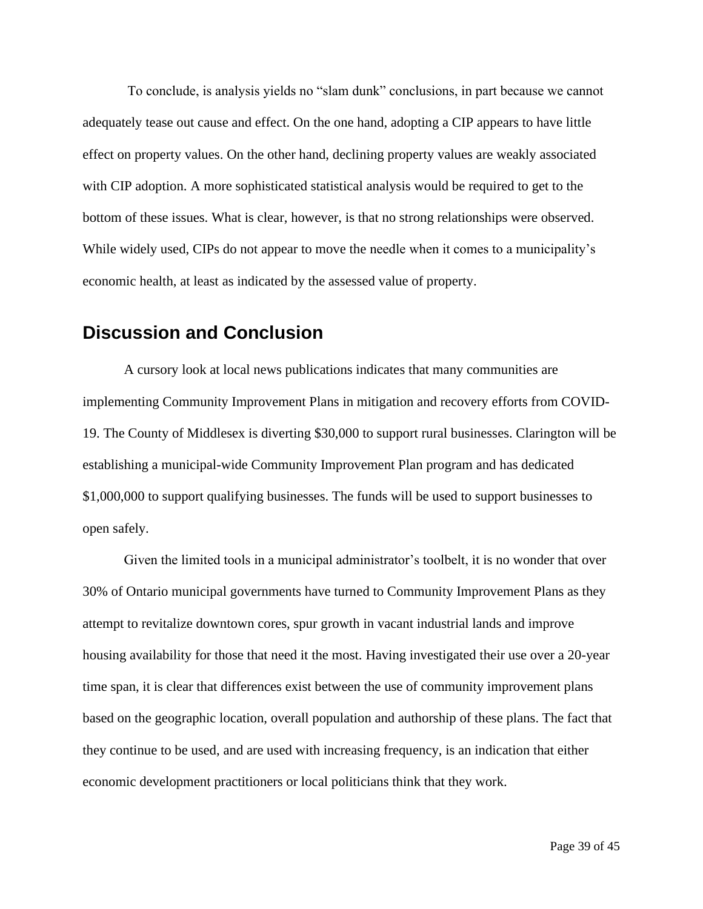To conclude, is analysis yields no "slam dunk" conclusions, in part because we cannot adequately tease out cause and effect. On the one hand, adopting a CIP appears to have little effect on property values. On the other hand, declining property values are weakly associated with CIP adoption. A more sophisticated statistical analysis would be required to get to the bottom of these issues. What is clear, however, is that no strong relationships were observed. While widely used, CIPs do not appear to move the needle when it comes to a municipality's economic health, at least as indicated by the assessed value of property.

## Discussion and Conclusion

A cursory look at local news publications indicates that many communities are implementing Community Improvement Plans in mitigation and recovery efforts from COVID-19. The County of Middlesex is diverting $30,000 to support rural businesses. Clarington will be establishing a municipal-wide Community Improvement Plan program and has dedicated $1,000,000 to support qualifying businesses. The funds will be used to support businesses to open safely.

Given the limited tools in a municipal administrator's toolbelt, it is no wonder that over 30% of Ontario municipal governments have turned to Community Improvement Plans as they attempt to revitalize downtown cores, spur growth in vacant industrial lands and improve housing availability for those that need it the most. Having investigated their use over a 20-year time span, it is clear that differences exist between the use of community improvement plans based on the geographic location, overall population and authorship of these plans. The fact that they continue to be used, and are used with increasing frequency, is an indication that either economic development practitioners or local politicians think that they work.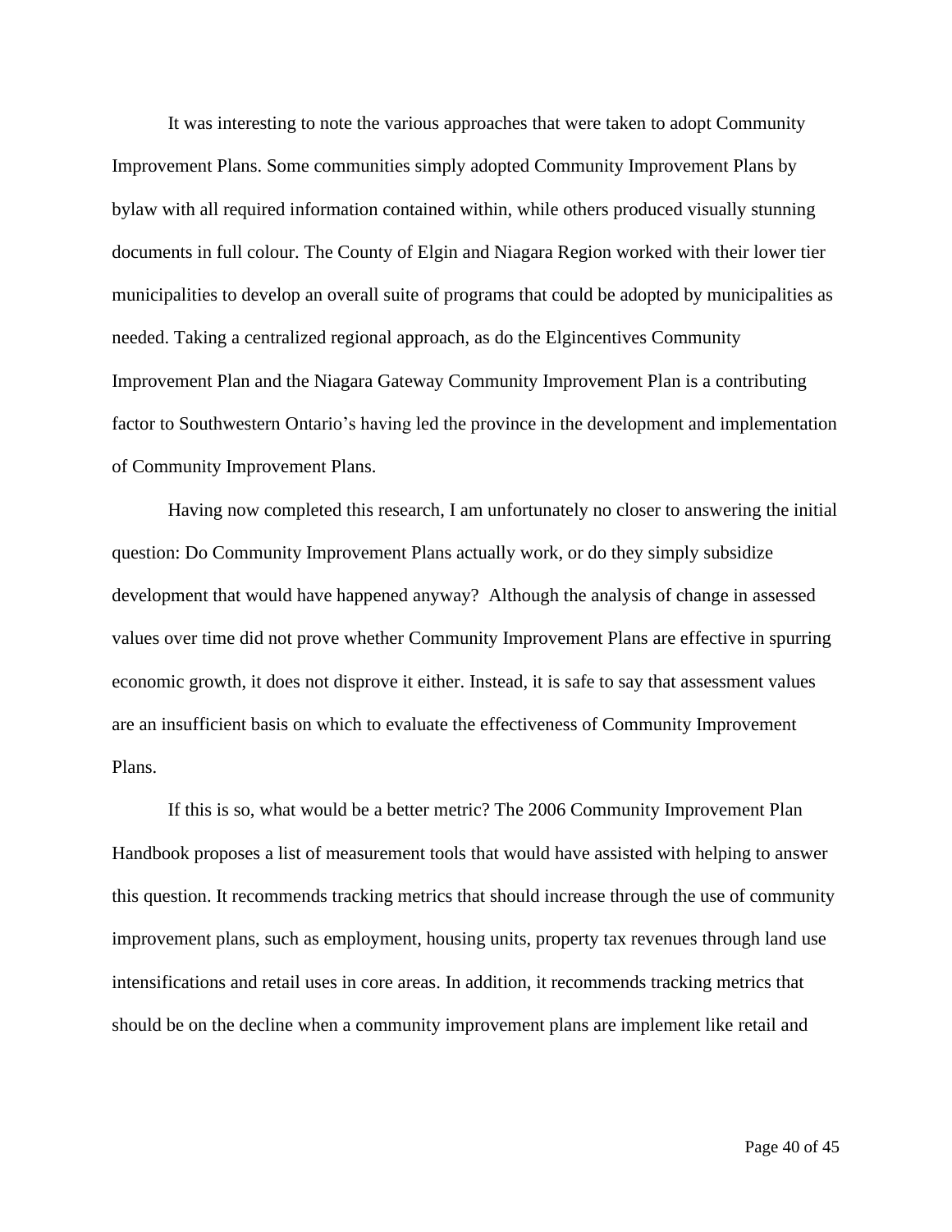It was interesting to note the various approaches that were taken to adopt Community Improvement Plans. Some communities simply adopted Community Improvement Plans by bylaw with all required information contained within, while others produced visually stunning documents in full colour. The County of Elgin and Niagara Region worked with their lower tier municipalities to develop an overall suite of programs that could be adopted by municipalities as needed. Taking a centralized regional approach, as do the Elgincentives Community Improvement Plan and the Niagara Gateway Community Improvement Plan is a contributing factor to Southwestern Ontario's having led the province in the development and implementation of Community Improvement Plans.

Having now completed this research, I am unfortunately no closer to answering the initial question: Do Community Improvement Plans actually work, or do they simply subsidize development that would have happened anyway? Although the analysis of change in assessed values over time did not prove whether Community Improvement Plans are effective in spurring economic growth, it does not disprove it either. Instead, it is safe to say that assessment values are an insufficient basis on which to evaluate the effectiveness of Community Improvement Plans.

If this is so, what would be a better metric? The 2006 Community Improvement Plan Handbook proposes a list of measurement tools that would have assisted with helping to answer this question. It recommends tracking metrics that should increase through the use of community improvement plans, such as employment, housing units, property tax revenues through land use intensifications and retail uses in core areas. In addition, it recommends tracking metrics that should be on the decline when a community improvement plans are implement like retail and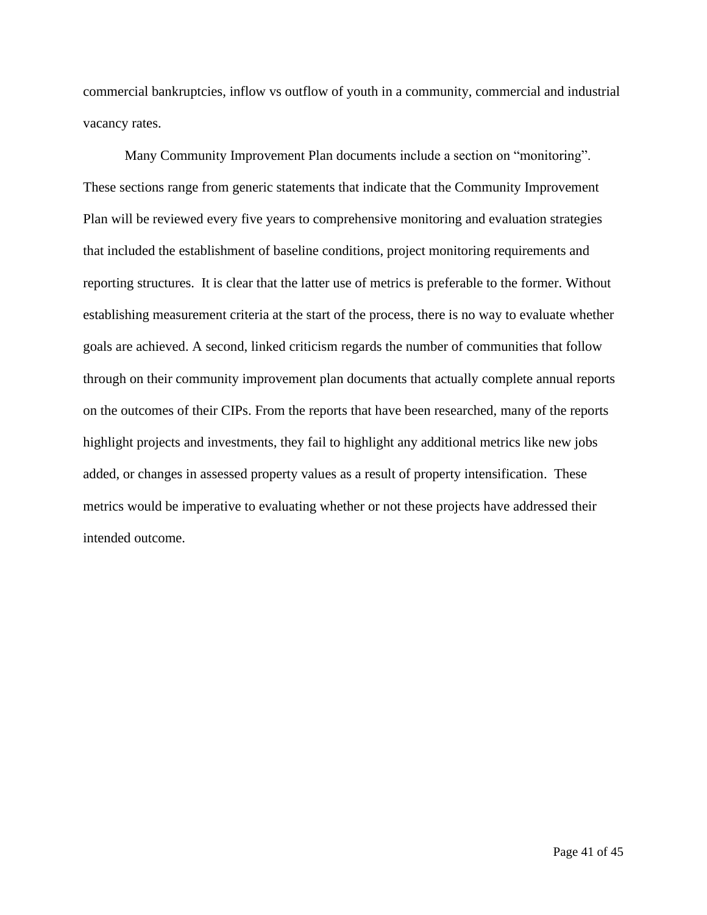commercial bankruptcies, inflow vs outflow of youth in a community, commercial and industrial vacancy rates.

Many Community Improvement Plan documents include a section on "monitoring". These sections range from generic statements that indicate that the Community Improvement Plan will be reviewed every five years to comprehensive monitoring and evaluation strategies that included the establishment of baseline conditions, project monitoring requirements and reporting structures. It is clear that the latter use of metrics is preferable to the former. Without establishing measurement criteria at the start of the process, there is no way to evaluate whether goals are achieved. A second, linked criticism regards the number of communities that follow through on their community improvement plan documents that actually complete annual reports on the outcomes of their CIPs. From the reports that have been researched, many of the reports highlight projects and investments, they fail to highlight any additional metrics like new jobs added, or changes in assessed property values as a result of property intensification. These metrics would be imperative to evaluating whether or not these projects have addressed their intended outcome.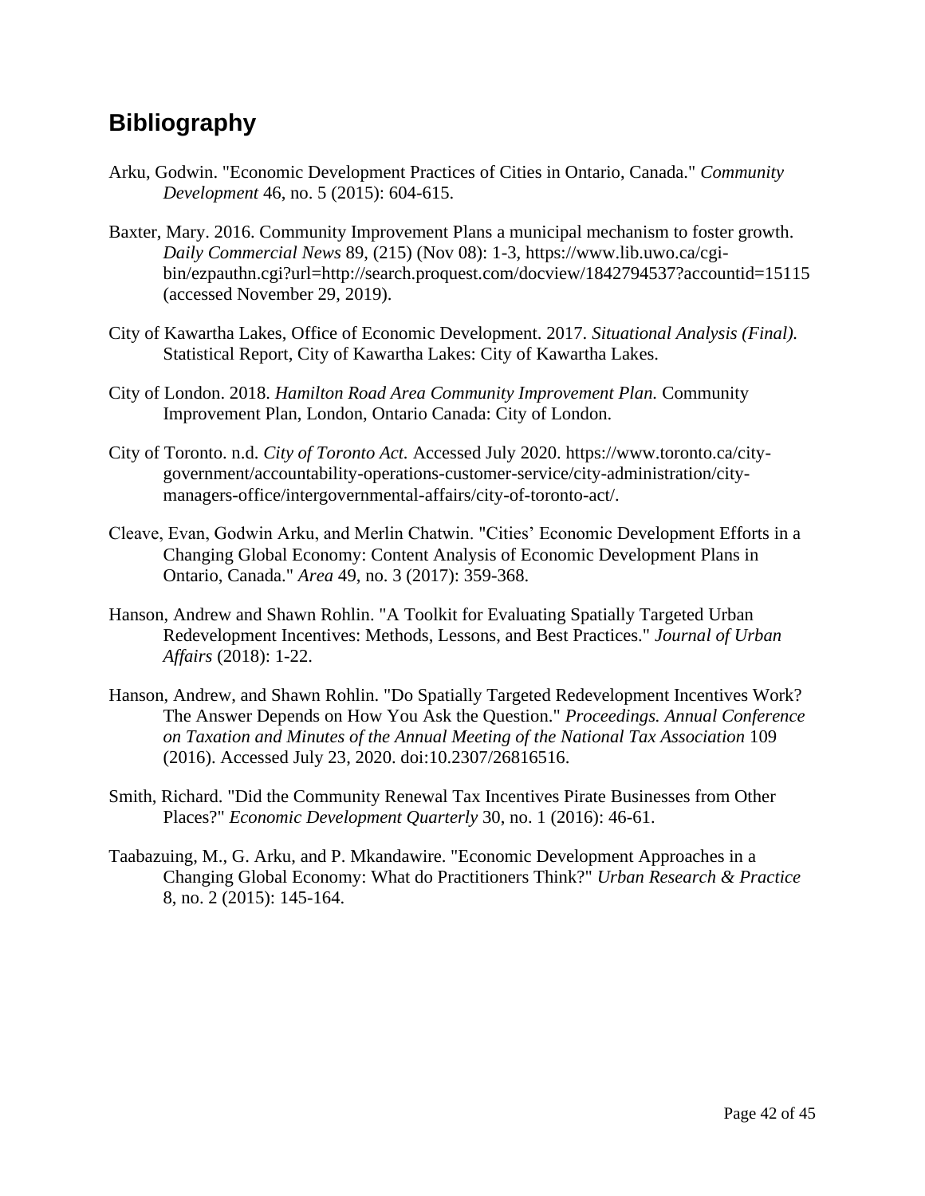## Bibliography

Arku, Godwin. "Economic Development Practices of Cities in Ontario, Canada." *Community Development* 46, no. 5 (2015): 604-615.

Baxter, Mary. 2016. Community Improvement Plans a municipal mechanism to foster growth. *Daily Commercial News* 89, (215) (Nov 08): 1-3, https://www.lib.uwo.ca/cgi-bin/ezpauthn.cgi?url=http://search.proquest.com/docview/1842794537?accountid=15115 (accessed November 29, 2019).

City of Kawartha Lakes, Office of Economic Development. 2017. *Situational Analysis (Final).* Statistical Report, City of Kawartha Lakes: City of Kawartha Lakes.

City of London. 2018. *Hamilton Road Area Community Improvement Plan.* Community Improvement Plan, London, Ontario Canada: City of London.

City of Toronto. n.d. *City of Toronto Act.* Accessed July 2020. https://www.toronto.ca/city-government/accountability-operations-customer-service/city-administration/city-managers-office/intergovernmental-affairs/city-of-toronto-act/.

Cleave, Evan, Godwin Arku, and Merlin Chatwin. "Cities' Economic Development Efforts in a Changing Global Economy: Content Analysis of Economic Development Plans in Ontario, Canada." *Area* 49, no. 3 (2017): 359-368.

Hanson, Andrew and Shawn Rohlin. "A Toolkit for Evaluating Spatially Targeted Urban Redevelopment Incentives: Methods, Lessons, and Best Practices." *Journal of Urban Affairs* (2018): 1-22.

Hanson, Andrew, and Shawn Rohlin. "Do Spatially Targeted Redevelopment Incentives Work? The Answer Depends on How You Ask the Question." *Proceedings. Annual Conference on Taxation and Minutes of the Annual Meeting of the National Tax Association* 109 (2016). Accessed July 23, 2020. doi:10.2307/26816516.

Smith, Richard. "Did the Community Renewal Tax Incentives Pirate Businesses from Other Places?" *Economic Development Quarterly* 30, no. 1 (2016): 46-61.

Taabazuing, M., G. Arku, and P. Mkandawire. "Economic Development Approaches in a Changing Global Economy: What do Practitioners Think?" *Urban Research & Practice* 8, no. 2 (2015): 145-164.